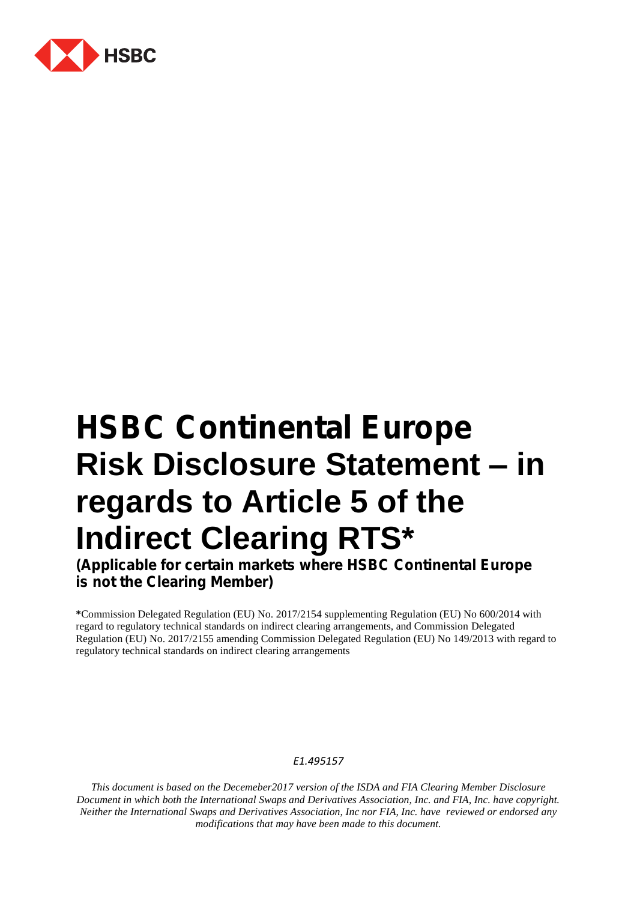HSBC

# HSBC Continental Europe Risk Disclosure Statement – in regards to Article 5 of the Indirect Clearing RTS*

**(Applicable for certain markets where HSBC Continental Europe is not the Clearing Member)**

**\***Commission Delegated Regulation (EU) No. 2017/2154 supplementing Regulation (EU) No 600/2014 with regard to regulatory technical standards on indirect clearing arrangements, and Commission Delegated Regulation (EU) No. 2017/2155 amending Commission Delegated Regulation (EU) No 149/2013 with regard to regulatory technical standards on indirect clearing arrangements

*E1.495157*

*This document is based on the Decemeber2017 version of the ISDA and FIA Clearing Member Disclosure Document in which both the International Swaps and Derivatives Association, Inc. and FIA, Inc. have copyright. Neither the International Swaps and Derivatives Association, Inc nor FIA, Inc. have reviewed or endorsed any modifications that may have been made to this document.*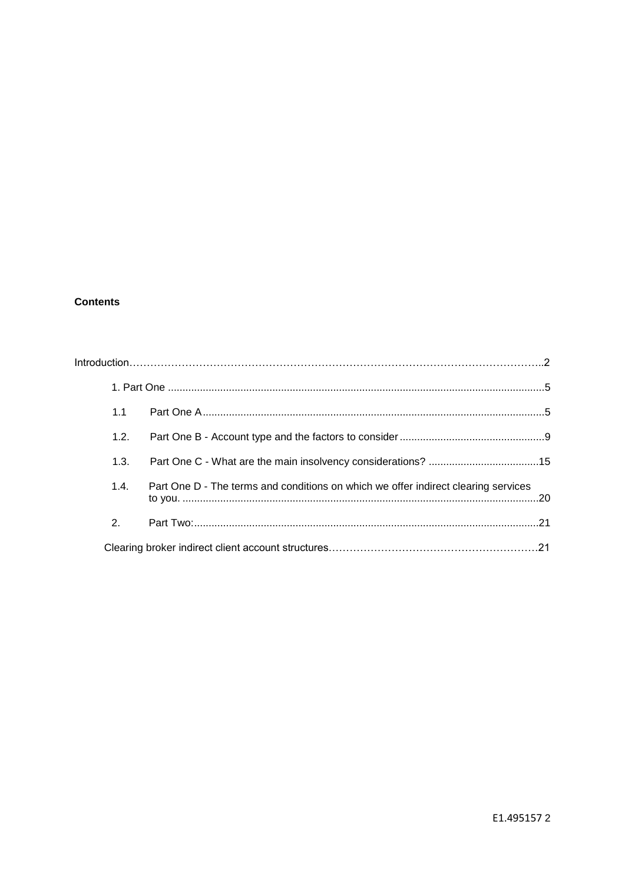**Contents**

Introduction……………………………………………………………………………………………………..2

1. Part One ..........................................................................................................................5

1.1 Part One A ....................................................................................................................5

1.2. Part One B - Account type and the factors to consider ..................................................9

1.3. Part One C - What are the main insolvency considerations? ......................................15

1.4. Part One D - The terms and conditions on which we offer indirect clearing services to you. ...........................................................................................................................20

2. Part Two: .......................................................................................................................21

Clearing broker indirect client account structures……………………………………………………21

E1.495157 2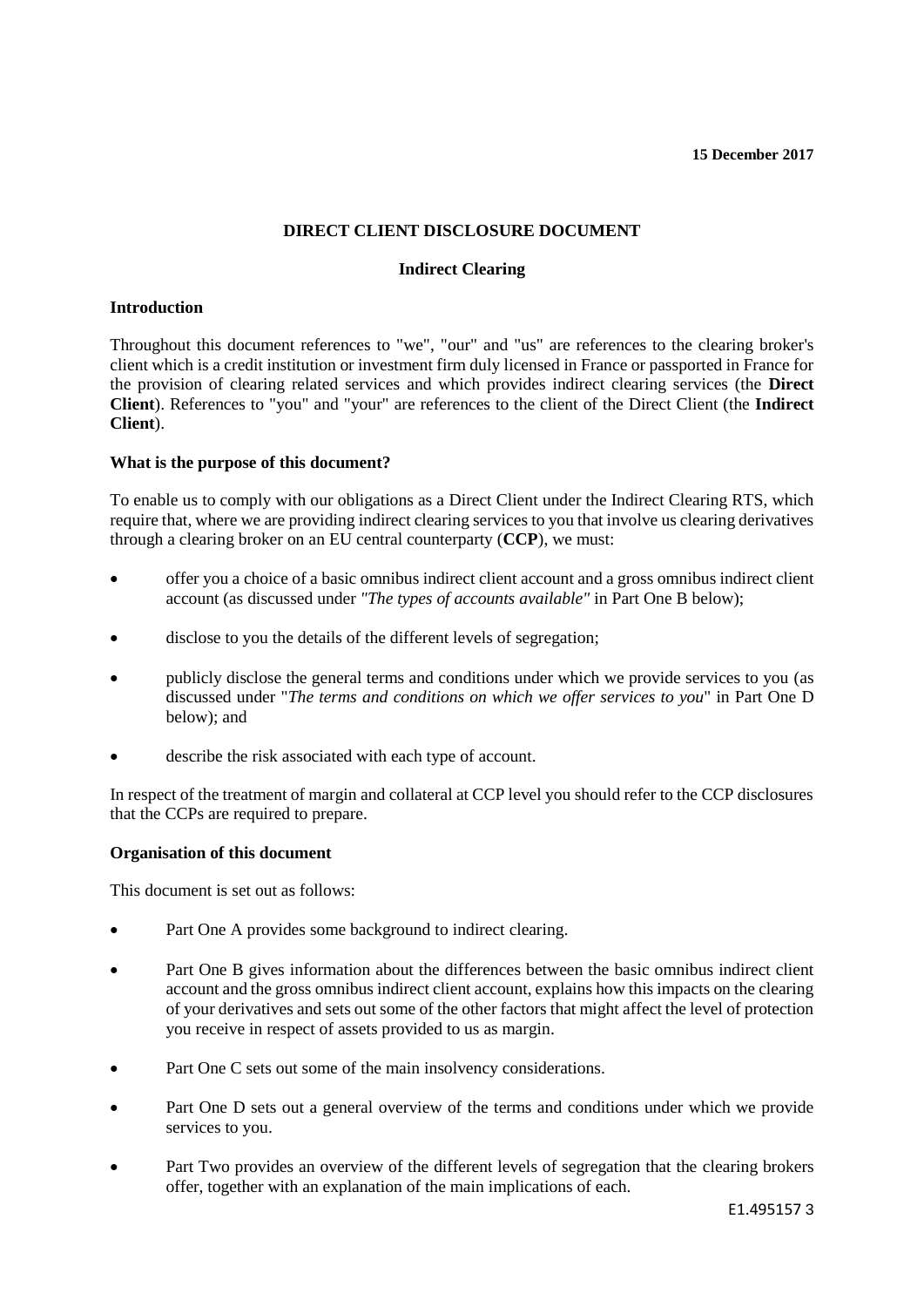**15 December 2017**

# DIRECT CLIENT DISCLOSURE DOCUMENT

## Indirect Clearing

### Introduction

Throughout this document references to "we", "our" and "us" are references to the clearing broker's client which is a credit institution or investment firm duly licensed in France or passported in France for the provision of clearing related services and which provides indirect clearing services (the **Direct Client**). References to "you" and "your" are references to the client of the Direct Client (the **Indirect Client**).

### What is the purpose of this document?

To enable us to comply with our obligations as a Direct Client under the Indirect Clearing RTS, which require that, where we are providing indirect clearing services to you that involve us clearing derivatives through a clearing broker on an EU central counterparty (**CCP**), we must:

- offer you a choice of a basic omnibus indirect client account and a gross omnibus indirect client account (as discussed under *"The types of accounts available"* in Part One B below);
- disclose to you the details of the different levels of segregation;
- publicly disclose the general terms and conditions under which we provide services to you (as discussed under "*The terms and conditions on which we offer services to you*" in Part One D below); and
- describe the risk associated with each type of account.

In respect of the treatment of margin and collateral at CCP level you should refer to the CCP disclosures that the CCPs are required to prepare.

### Organisation of this document

This document is set out as follows:

- Part One A provides some background to indirect clearing.
- Part One B gives information about the differences between the basic omnibus indirect client account and the gross omnibus indirect client account, explains how this impacts on the clearing of your derivatives and sets out some of the other factors that might affect the level of protection you receive in respect of assets provided to us as margin.
- Part One C sets out some of the main insolvency considerations.
- Part One D sets out a general overview of the terms and conditions under which we provide services to you.
- Part Two provides an overview of the different levels of segregation that the clearing brokers offer, together with an explanation of the main implications of each.

E1.495157 3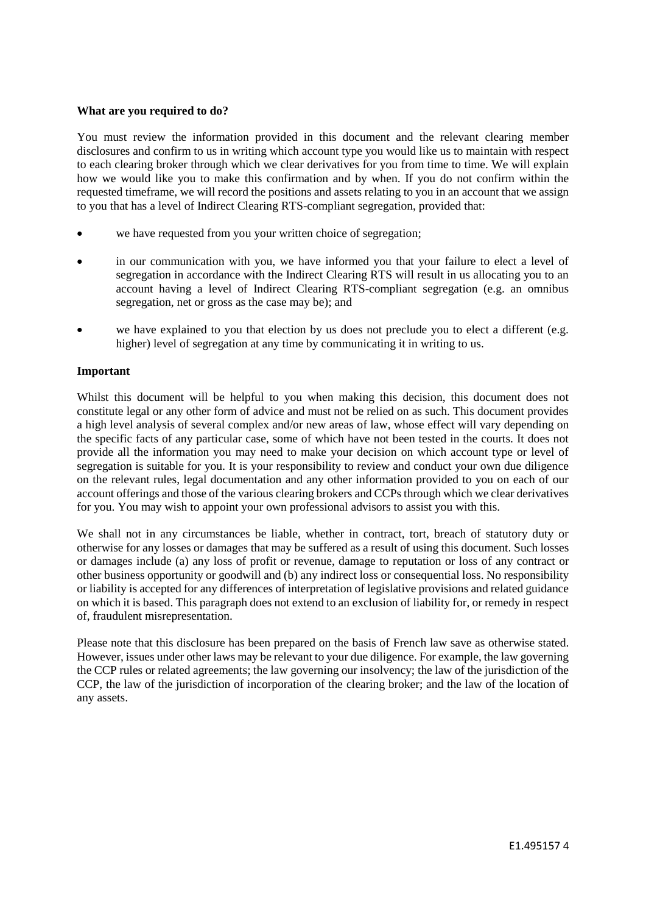**What are you required to do?**

You must review the information provided in this document and the relevant clearing member disclosures and confirm to us in writing which account type you would like us to maintain with respect to each clearing broker through which we clear derivatives for you from time to time. We will explain how we would like you to make this confirmation and by when. If you do not confirm within the requested timeframe, we will record the positions and assets relating to you in an account that we assign to you that has a level of Indirect Clearing RTS-compliant segregation, provided that:

- we have requested from you your written choice of segregation;
- in our communication with you, we have informed you that your failure to elect a level of segregation in accordance with the Indirect Clearing RTS will result in us allocating you to an account having a level of Indirect Clearing RTS-compliant segregation (e.g. an omnibus segregation, net or gross as the case may be); and
- we have explained to you that election by us does not preclude you to elect a different (e.g. higher) level of segregation at any time by communicating it in writing to us.

**Important**

Whilst this document will be helpful to you when making this decision, this document does not constitute legal or any other form of advice and must not be relied on as such. This document provides a high level analysis of several complex and/or new areas of law, whose effect will vary depending on the specific facts of any particular case, some of which have not been tested in the courts. It does not provide all the information you may need to make your decision on which account type or level of segregation is suitable for you. It is your responsibility to review and conduct your own due diligence on the relevant rules, legal documentation and any other information provided to you on each of our account offerings and those of the various clearing brokers and CCPs through which we clear derivatives for you. You may wish to appoint your own professional advisors to assist you with this.

We shall not in any circumstances be liable, whether in contract, tort, breach of statutory duty or otherwise for any losses or damages that may be suffered as a result of using this document. Such losses or damages include (a) any loss of profit or revenue, damage to reputation or loss of any contract or other business opportunity or goodwill and (b) any indirect loss or consequential loss. No responsibility or liability is accepted for any differences of interpretation of legislative provisions and related guidance on which it is based. This paragraph does not extend to an exclusion of liability for, or remedy in respect of, fraudulent misrepresentation.

Please note that this disclosure has been prepared on the basis of French law save as otherwise stated. However, issues under other laws may be relevant to your due diligence. For example, the law governing the CCP rules or related agreements; the law governing our insolvency; the law of the jurisdiction of the CCP, the law of the jurisdiction of incorporation of the clearing broker; and the law of the location of any assets.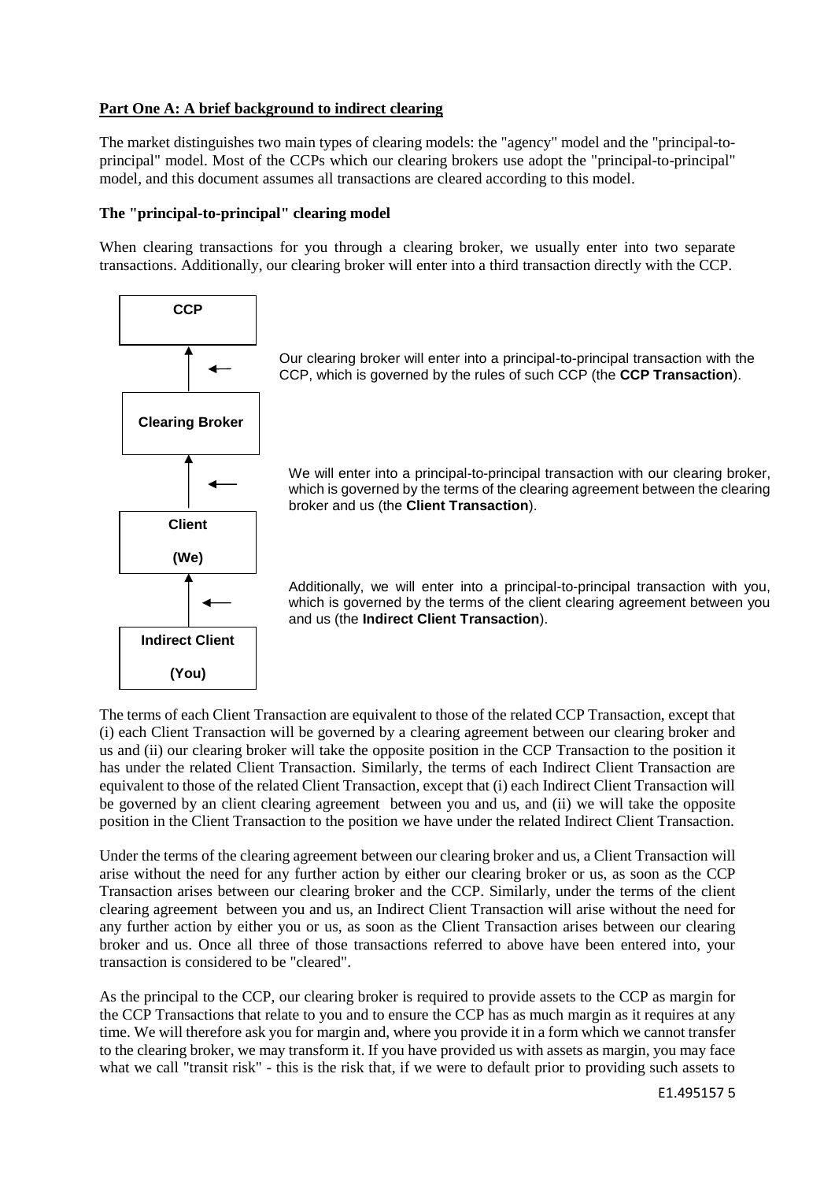**Part One A: A brief background to indirect clearing**

The market distinguishes two main types of clearing models: the "agency" model and the "principal-to-principal" model. Most of the CCPs which our clearing brokers use adopt the "principal-to-principal" model, and this document assumes all transactions are cleared according to this model.

**The "principal-to-principal" clearing model**

When clearing transactions for you through a clearing broker, we usually enter into two separate transactions. Additionally, our clearing broker will enter into a third transaction directly with the CCP.

**CCP**

Our clearing broker will enter into a principal-to-principal transaction with the CCP, which is governed by the rules of such CCP (the **CCP Transaction**).

**Clearing Broker**

We will enter into a principal-to-principal transaction with our clearing broker, which is governed by the terms of the clearing agreement between the clearing broker and us (the **Client Transaction**).

**Client**

**(We)**

Additionally, we will enter into a principal-to-principal transaction with you, which is governed by the terms of the client clearing agreement between you and us (the **Indirect Client Transaction**).

**Indirect Client**

**(You)**

The terms of each Client Transaction are equivalent to those of the related CCP Transaction, except that (i) each Client Transaction will be governed by a clearing agreement between our clearing broker and us and (ii) our clearing broker will take the opposite position in the CCP Transaction to the position it has under the related Client Transaction. Similarly, the terms of each Indirect Client Transaction are equivalent to those of the related Client Transaction, except that (i) each Indirect Client Transaction will be governed by an client clearing agreement between you and us, and (ii) we will take the opposite position in the Client Transaction to the position we have under the related Indirect Client Transaction.

Under the terms of the clearing agreement between our clearing broker and us, a Client Transaction will arise without the need for any further action by either our clearing broker or us, as soon as the CCP Transaction arises between our clearing broker and the CCP. Similarly, under the terms of the client clearing agreement between you and us, an Indirect Client Transaction will arise without the need for any further action by either you or us, as soon as the Client Transaction arises between our clearing broker and us. Once all three of those transactions referred to above have been entered into, your transaction is considered to be "cleared".

As the principal to the CCP, our clearing broker is required to provide assets to the CCP as margin for the CCP Transactions that relate to you and to ensure the CCP has as much margin as it requires at any time. We will therefore ask you for margin and, where you provide it in a form which we cannot transfer to the clearing broker, we may transform it. If you have provided us with assets as margin, you may face what we call "transit risk" - this is the risk that, if we were to default prior to providing such assets to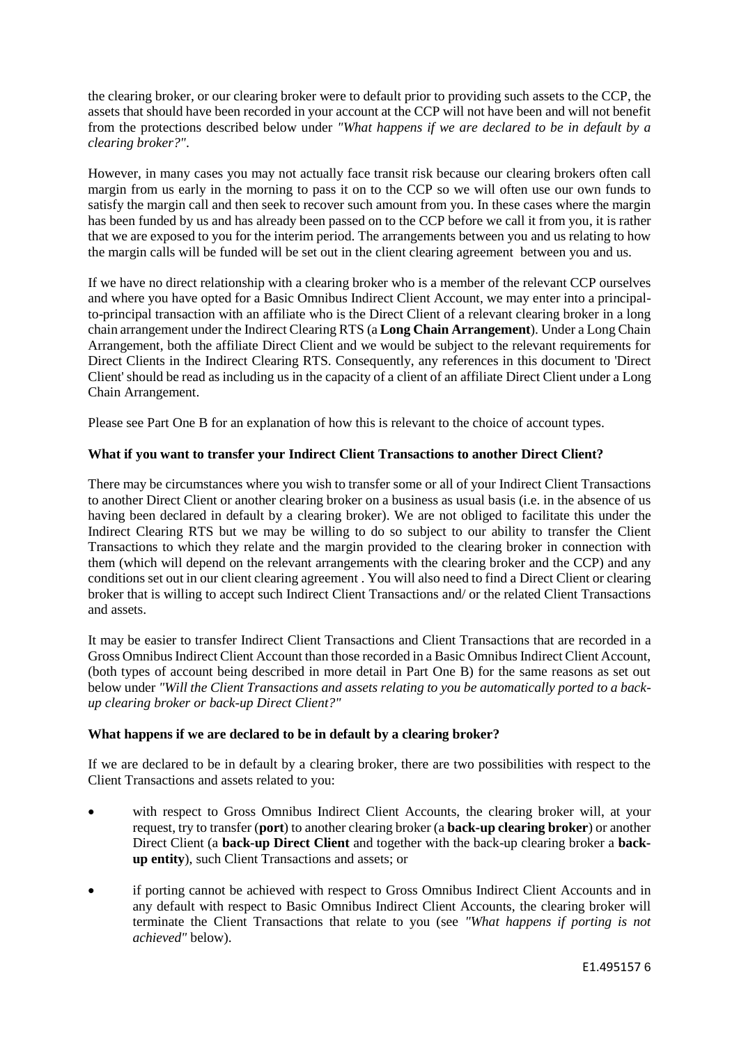the clearing broker, or our clearing broker were to default prior to providing such assets to the CCP, the assets that should have been recorded in your account at the CCP will not have been and will not benefit from the protections described below under *"What happens if we are declared to be in default by a clearing broker?"*.

However, in many cases you may not actually face transit risk because our clearing brokers often call margin from us early in the morning to pass it on to the CCP so we will often use our own funds to satisfy the margin call and then seek to recover such amount from you. In these cases where the margin has been funded by us and has already been passed on to the CCP before we call it from you, it is rather that we are exposed to you for the interim period. The arrangements between you and us relating to how the margin calls will be funded will be set out in the client clearing agreement between you and us.

If we have no direct relationship with a clearing broker who is a member of the relevant CCP ourselves and where you have opted for a Basic Omnibus Indirect Client Account, we may enter into a principal-to-principal transaction with an affiliate who is the Direct Client of a relevant clearing broker in a long chain arrangement under the Indirect Clearing RTS (a **Long Chain Arrangement**). Under a Long Chain Arrangement, both the affiliate Direct Client and we would be subject to the relevant requirements for Direct Clients in the Indirect Clearing RTS. Consequently, any references in this document to 'Direct Client' should be read as including us in the capacity of a client of an affiliate Direct Client under a Long Chain Arrangement.

Please see Part One B for an explanation of how this is relevant to the choice of account types.

**What if you want to transfer your Indirect Client Transactions to another Direct Client?**

There may be circumstances where you wish to transfer some or all of your Indirect Client Transactions to another Direct Client or another clearing broker on a business as usual basis (i.e. in the absence of us having been declared in default by a clearing broker). We are not obliged to facilitate this under the Indirect Clearing RTS but we may be willing to do so subject to our ability to transfer the Client Transactions to which they relate and the margin provided to the clearing broker in connection with them (which will depend on the relevant arrangements with the clearing broker and the CCP) and any conditions set out in our client clearing agreement . You will also need to find a Direct Client or clearing broker that is willing to accept such Indirect Client Transactions and/ or the related Client Transactions and assets.

It may be easier to transfer Indirect Client Transactions and Client Transactions that are recorded in a Gross Omnibus Indirect Client Account than those recorded in a Basic Omnibus Indirect Client Account, (both types of account being described in more detail in Part One B) for the same reasons as set out below under *"Will the Client Transactions and assets relating to you be automatically ported to a back-up clearing broker or back-up Direct Client?"*

**What happens if we are declared to be in default by a clearing broker?**

If we are declared to be in default by a clearing broker, there are two possibilities with respect to the Client Transactions and assets related to you:

- with respect to Gross Omnibus Indirect Client Accounts, the clearing broker will, at your request, try to transfer (**port**) to another clearing broker (a **back-up clearing broker**) or another Direct Client (a **back-up Direct Client** and together with the back-up clearing broker a **back-up entity**), such Client Transactions and assets; or
- if porting cannot be achieved with respect to Gross Omnibus Indirect Client Accounts and in any default with respect to Basic Omnibus Indirect Client Accounts, the clearing broker will terminate the Client Transactions that relate to you (see *"What happens if porting is not achieved"* below).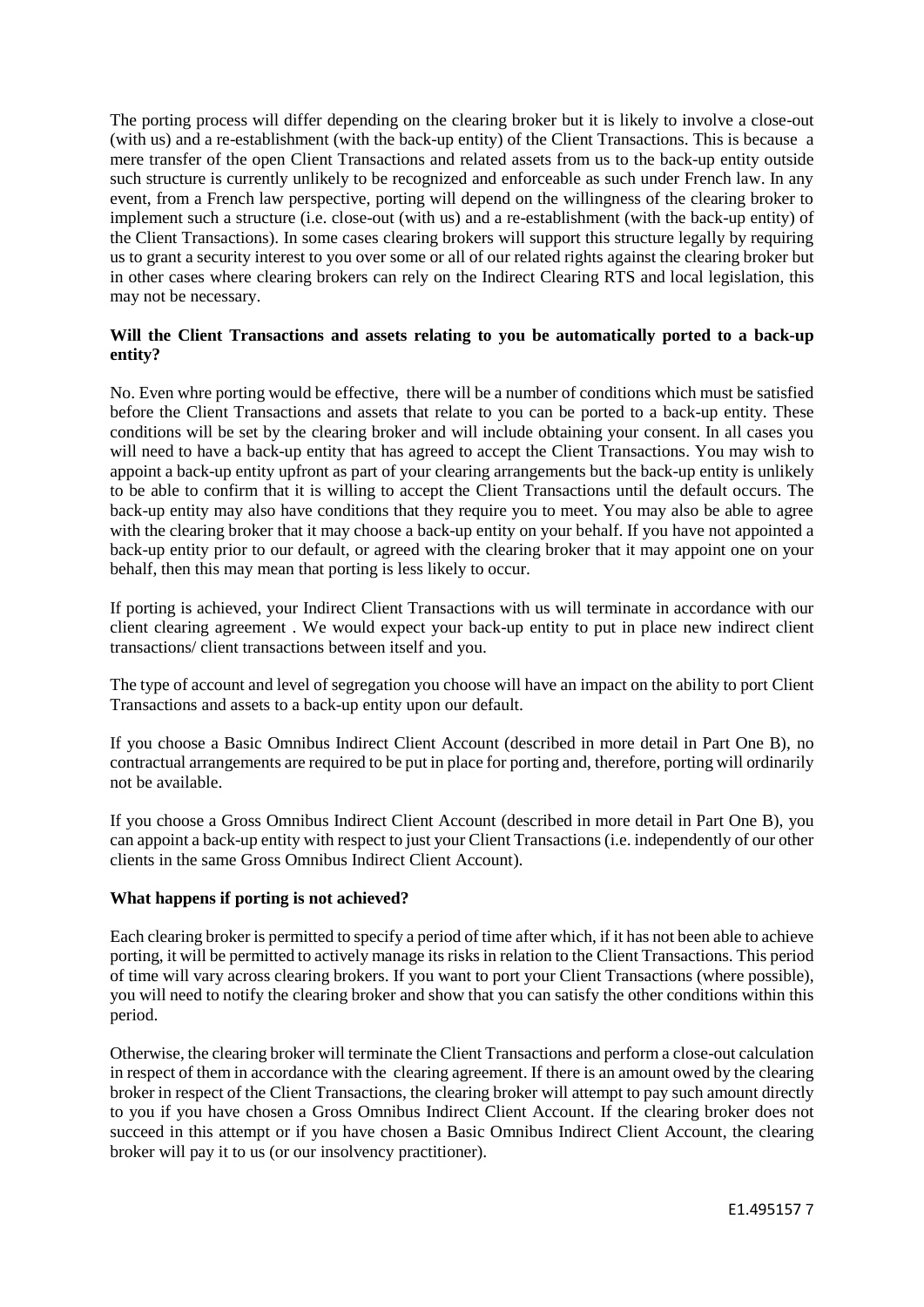The porting process will differ depending on the clearing broker but it is likely to involve a close-out (with us) and a re-establishment (with the back-up entity) of the Client Transactions. This is because a mere transfer of the open Client Transactions and related assets from us to the back-up entity outside such structure is currently unlikely to be recognized and enforceable as such under French law. In any event, from a French law perspective, porting will depend on the willingness of the clearing broker to implement such a structure (i.e. close-out (with us) and a re-establishment (with the back-up entity) of the Client Transactions). In some cases clearing brokers will support this structure legally by requiring us to grant a security interest to you over some or all of our related rights against the clearing broker but in other cases where clearing brokers can rely on the Indirect Clearing RTS and local legislation, this may not be necessary.

**Will the Client Transactions and assets relating to you be automatically ported to a back-up entity?**

No. Even whre porting would be effective, there will be a number of conditions which must be satisfied before the Client Transactions and assets that relate to you can be ported to a back-up entity. These conditions will be set by the clearing broker and will include obtaining your consent. In all cases you will need to have a back-up entity that has agreed to accept the Client Transactions. You may wish to appoint a back-up entity upfront as part of your clearing arrangements but the back-up entity is unlikely to be able to confirm that it is willing to accept the Client Transactions until the default occurs. The back-up entity may also have conditions that they require you to meet. You may also be able to agree with the clearing broker that it may choose a back-up entity on your behalf. If you have not appointed a back-up entity prior to our default, or agreed with the clearing broker that it may appoint one on your behalf, then this may mean that porting is less likely to occur.

If porting is achieved, your Indirect Client Transactions with us will terminate in accordance with our client clearing agreement . We would expect your back-up entity to put in place new indirect client transactions/ client transactions between itself and you.

The type of account and level of segregation you choose will have an impact on the ability to port Client Transactions and assets to a back-up entity upon our default.

If you choose a Basic Omnibus Indirect Client Account (described in more detail in Part One B), no contractual arrangements are required to be put in place for porting and, therefore, porting will ordinarily not be available.

If you choose a Gross Omnibus Indirect Client Account (described in more detail in Part One B), you can appoint a back-up entity with respect to just your Client Transactions (i.e. independently of our other clients in the same Gross Omnibus Indirect Client Account).

**What happens if porting is not achieved?**

Each clearing broker is permitted to specify a period of time after which, if it has not been able to achieve porting, it will be permitted to actively manage its risks in relation to the Client Transactions. This period of time will vary across clearing brokers. If you want to port your Client Transactions (where possible), you will need to notify the clearing broker and show that you can satisfy the other conditions within this period.

Otherwise, the clearing broker will terminate the Client Transactions and perform a close-out calculation in respect of them in accordance with the clearing agreement. If there is an amount owed by the clearing broker in respect of the Client Transactions, the clearing broker will attempt to pay such amount directly to you if you have chosen a Gross Omnibus Indirect Client Account. If the clearing broker does not succeed in this attempt or if you have chosen a Basic Omnibus Indirect Client Account, the clearing broker will pay it to us (or our insolvency practitioner).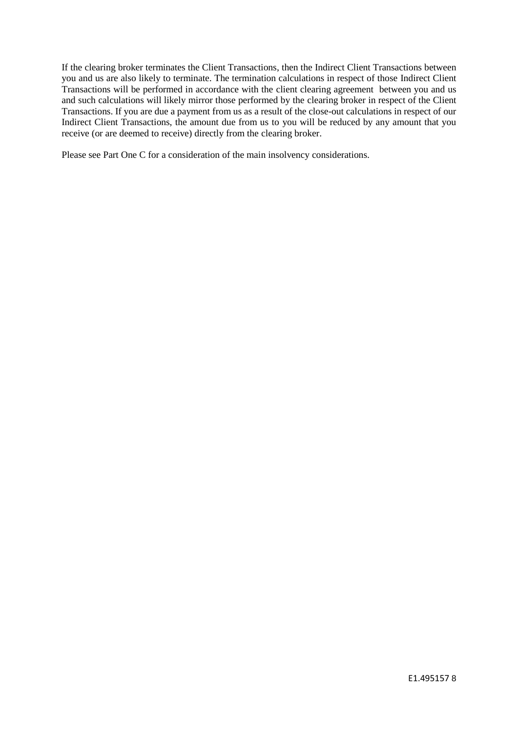If the clearing broker terminates the Client Transactions, then the Indirect Client Transactions between you and us are also likely to terminate. The termination calculations in respect of those Indirect Client Transactions will be performed in accordance with the client clearing agreement between you and us and such calculations will likely mirror those performed by the clearing broker in respect of the Client Transactions. If you are due a payment from us as a result of the close-out calculations in respect of our Indirect Client Transactions, the amount due from us to you will be reduced by any amount that you receive (or are deemed to receive) directly from the clearing broker.

Please see Part One C for a consideration of the main insolvency considerations.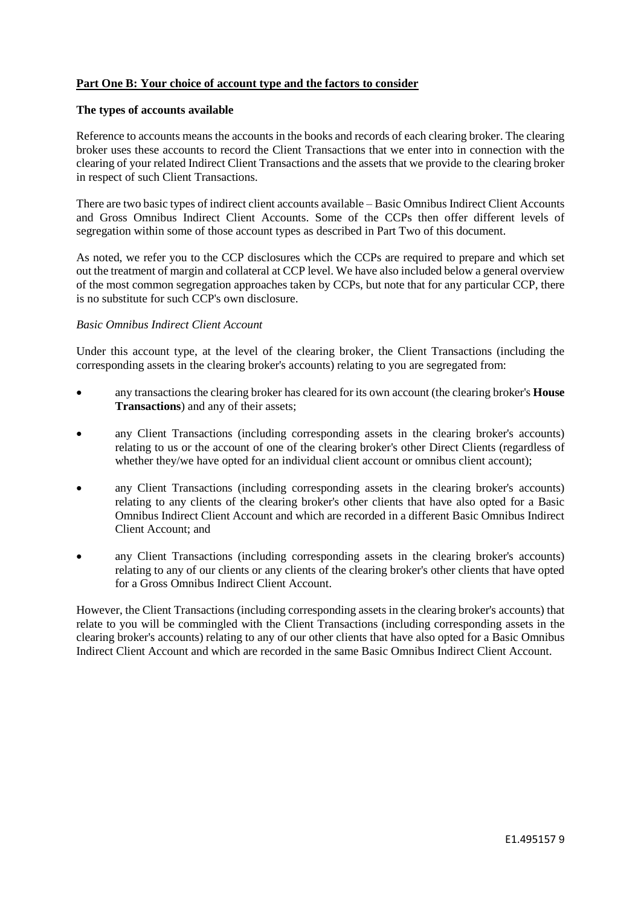## Part One B: Your choice of account type and the factors to consider

### The types of accounts available

Reference to accounts means the accounts in the books and records of each clearing broker. The clearing broker uses these accounts to record the Client Transactions that we enter into in connection with the clearing of your related Indirect Client Transactions and the assets that we provide to the clearing broker in respect of such Client Transactions.

There are two basic types of indirect client accounts available – Basic Omnibus Indirect Client Accounts and Gross Omnibus Indirect Client Accounts. Some of the CCPs then offer different levels of segregation within some of those account types as described in Part Two of this document.

As noted, we refer you to the CCP disclosures which the CCPs are required to prepare and which set out the treatment of margin and collateral at CCP level. We have also included below a general overview of the most common segregation approaches taken by CCPs, but note that for any particular CCP, there is no substitute for such CCP's own disclosure.

*Basic Omnibus Indirect Client Account*

Under this account type, at the level of the clearing broker, the Client Transactions (including the corresponding assets in the clearing broker's accounts) relating to you are segregated from:

- any transactions the clearing broker has cleared for its own account (the clearing broker's **House Transactions**) and any of their assets;
- any Client Transactions (including corresponding assets in the clearing broker's accounts) relating to us or the account of one of the clearing broker's other Direct Clients (regardless of whether they/we have opted for an individual client account or omnibus client account);
- any Client Transactions (including corresponding assets in the clearing broker's accounts) relating to any clients of the clearing broker's other clients that have also opted for a Basic Omnibus Indirect Client Account and which are recorded in a different Basic Omnibus Indirect Client Account; and
- any Client Transactions (including corresponding assets in the clearing broker's accounts) relating to any of our clients or any clients of the clearing broker's other clients that have opted for a Gross Omnibus Indirect Client Account.

However, the Client Transactions (including corresponding assets in the clearing broker's accounts) that relate to you will be commingled with the Client Transactions (including corresponding assets in the clearing broker's accounts) relating to any of our other clients that have also opted for a Basic Omnibus Indirect Client Account and which are recorded in the same Basic Omnibus Indirect Client Account.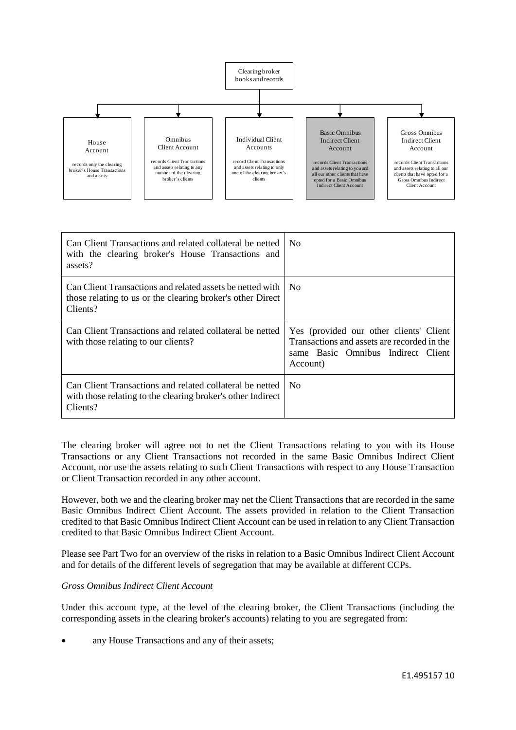Clearing broker books and records

| House Account | Omnibus Client Account | Individual Client Accounts | Basic Omnibus Indirect Client Account | Gross Omnibus Indirect Client Account |
|---|---|---|---|---|
| records only the clearing broker's House Transactions and assets | records Client Transactions and assets relating to any number of the clearing broker's clients | record Client Transactions and assets relating to only one of the clearing broker's clients | records Client Transactions and assets relating to you and all our other clients that have opted for a Basic Omnibus Indirect Client Account | records Client Transactions and assets relating to all our clients that have opted for a Gross Omnibus Indirect Client Account |

| | |
|---|---|
| Can Client Transactions and related collateral be netted with the clearing broker's House Transactions and assets? | No |
| Can Client Transactions and related assets be netted with those relating to us or the clearing broker's other Direct Clients? | No |
| Can Client Transactions and related collateral be netted with those relating to our clients? | Yes (provided our other clients' Client Transactions and assets are recorded in the same Basic Omnibus Indirect Client Account) |
| Can Client Transactions and related collateral be netted with those relating to the clearing broker's other Indirect Clients? | No |

The clearing broker will agree not to net the Client Transactions relating to you with its House Transactions or any Client Transactions not recorded in the same Basic Omnibus Indirect Client Account, nor use the assets relating to such Client Transactions with respect to any House Transaction or Client Transaction recorded in any other account.

However, both we and the clearing broker may net the Client Transactions that are recorded in the same Basic Omnibus Indirect Client Account. The assets provided in relation to the Client Transaction credited to that Basic Omnibus Indirect Client Account can be used in relation to any Client Transaction credited to that Basic Omnibus Indirect Client Account.

Please see Part Two for an overview of the risks in relation to a Basic Omnibus Indirect Client Account and for details of the different levels of segregation that may be available at different CCPs.

*Gross Omnibus Indirect Client Account*

Under this account type, at the level of the clearing broker, the Client Transactions (including the corresponding assets in the clearing broker's accounts) relating to you are segregated from:

- any House Transactions and any of their assets;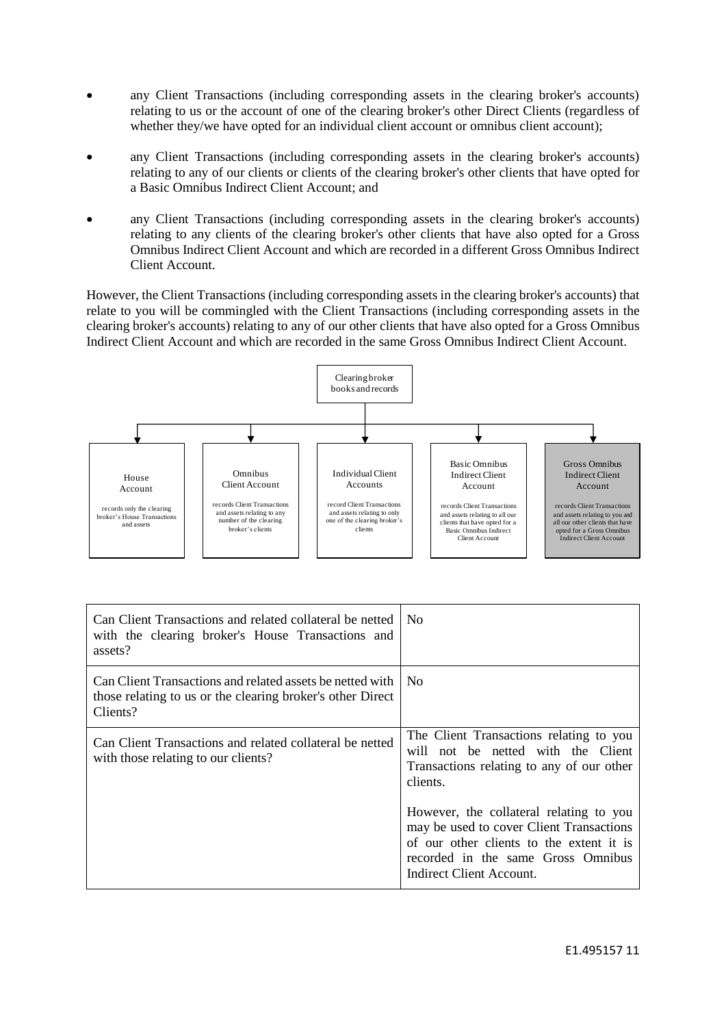- any Client Transactions (including corresponding assets in the clearing broker's accounts) relating to us or the account of one of the clearing broker's other Direct Clients (regardless of whether they/we have opted for an individual client account or omnibus client account);
- any Client Transactions (including corresponding assets in the clearing broker's accounts) relating to any of our clients or clients of the clearing broker's other clients that have opted for a Basic Omnibus Indirect Client Account; and
- any Client Transactions (including corresponding assets in the clearing broker's accounts) relating to any clients of the clearing broker's other clients that have also opted for a Gross Omnibus Indirect Client Account and which are recorded in a different Gross Omnibus Indirect Client Account.

However, the Client Transactions (including corresponding assets in the clearing broker's accounts) that relate to you will be commingled with the Client Transactions (including corresponding assets in the clearing broker's accounts) relating to any of our other clients that have also opted for a Gross Omnibus Indirect Client Account and which are recorded in the same Gross Omnibus Indirect Client Account.

Clearing broker books and records

| House Account | Omnibus Client Account | Individual Client Accounts | Basic Omnibus Indirect Client Account | Gross Omnibus Indirect Client Account |
|---|---|---|---|---|
| records only the clearing broker's House Transactions and assets | records Client Transactions and assets relating to any number of the clearing broker's clients | record Client Transactions and assets relating to only one of the clearing broker's clients | records Client Transactions and assets relating to all our clients that have opted for a Basic Omnibus Indirect Client Account | records Client Transactions and assets relating to you and all our other clients that have opted for a Gross Omnibus Indirect Client Account |

| Can Client Transactions and related collateral be netted with the clearing broker's House Transactions and assets? | No |
|---|---|
| Can Client Transactions and related assets be netted with those relating to us or the clearing broker's other Direct Clients? | No |
| Can Client Transactions and related collateral be netted with those relating to our clients? | The Client Transactions relating to you will not be netted with the Client Transactions relating to any of our other clients.<br><br>However, the collateral relating to you may be used to cover Client Transactions of our other clients to the extent it is recorded in the same Gross Omnibus Indirect Client Account. |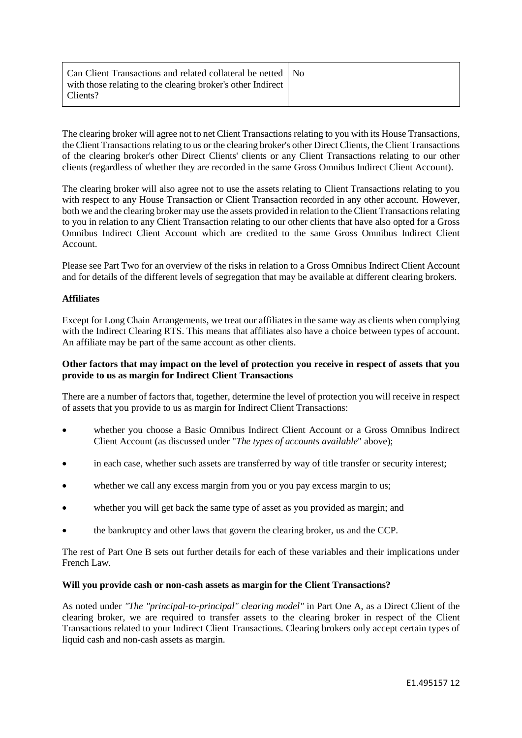| Can Client Transactions and related collateral be netted with those relating to the clearing broker's other Indirect Clients? | No |
|---|---|

The clearing broker will agree not to net Client Transactions relating to you with its House Transactions, the Client Transactions relating to us or the clearing broker's other Direct Clients, the Client Transactions of the clearing broker's other Direct Clients' clients or any Client Transactions relating to our other clients (regardless of whether they are recorded in the same Gross Omnibus Indirect Client Account).

The clearing broker will also agree not to use the assets relating to Client Transactions relating to you with respect to any House Transaction or Client Transaction recorded in any other account. However, both we and the clearing broker may use the assets provided in relation to the Client Transactions relating to you in relation to any Client Transaction relating to our other clients that have also opted for a Gross Omnibus Indirect Client Account which are credited to the same Gross Omnibus Indirect Client Account.

Please see Part Two for an overview of the risks in relation to a Gross Omnibus Indirect Client Account and for details of the different levels of segregation that may be available at different clearing brokers.

**Affiliates**

Except for Long Chain Arrangements, we treat our affiliates in the same way as clients when complying with the Indirect Clearing RTS. This means that affiliates also have a choice between types of account. An affiliate may be part of the same account as other clients.

**Other factors that may impact on the level of protection you receive in respect of assets that you provide to us as margin for Indirect Client Transactions**

There are a number of factors that, together, determine the level of protection you will receive in respect of assets that you provide to us as margin for Indirect Client Transactions:

- whether you choose a Basic Omnibus Indirect Client Account or a Gross Omnibus Indirect Client Account (as discussed under "*The types of accounts available*" above);
- in each case, whether such assets are transferred by way of title transfer or security interest;
- whether we call any excess margin from you or you pay excess margin to us;
- whether you will get back the same type of asset as you provided as margin; and
- the bankruptcy and other laws that govern the clearing broker, us and the CCP.

The rest of Part One B sets out further details for each of these variables and their implications under French Law.

**Will you provide cash or non-cash assets as margin for the Client Transactions?**

As noted under *"The "principal-to-principal" clearing model"* in Part One A, as a Direct Client of the clearing broker, we are required to transfer assets to the clearing broker in respect of the Client Transactions related to your Indirect Client Transactions. Clearing brokers only accept certain types of liquid cash and non-cash assets as margin.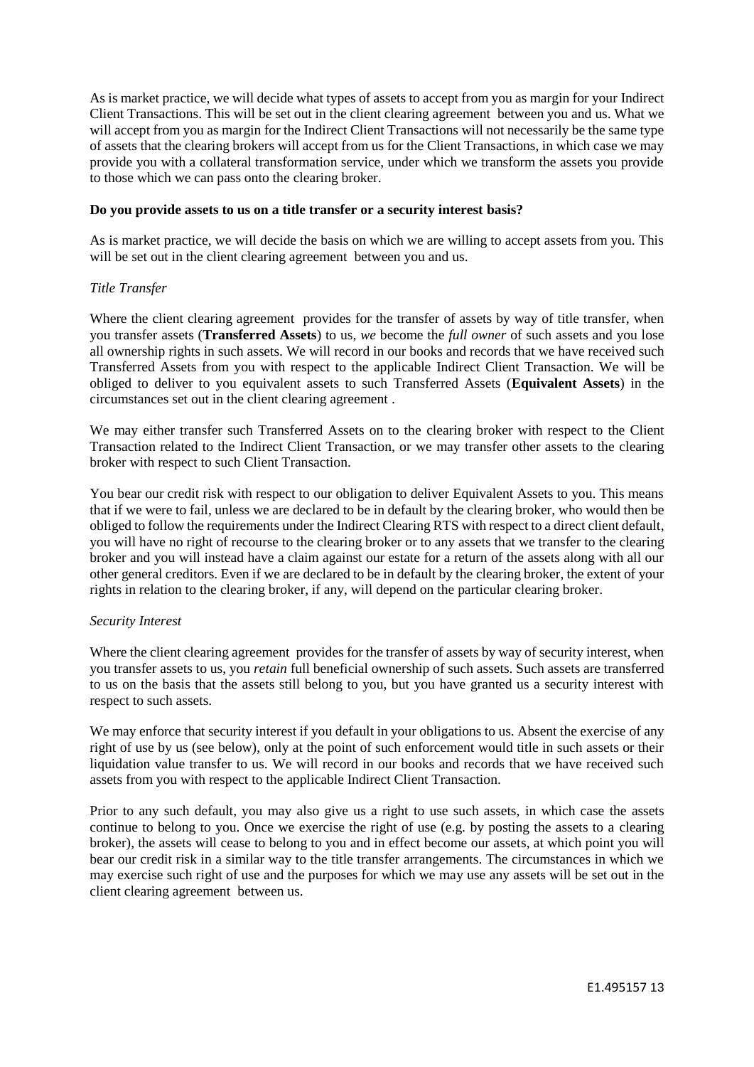As is market practice, we will decide what types of assets to accept from you as margin for your Indirect Client Transactions. This will be set out in the client clearing agreement between you and us. What we will accept from you as margin for the Indirect Client Transactions will not necessarily be the same type of assets that the clearing brokers will accept from us for the Client Transactions, in which case we may provide you with a collateral transformation service, under which we transform the assets you provide to those which we can pass onto the clearing broker.

**Do you provide assets to us on a title transfer or a security interest basis?**

As is market practice, we will decide the basis on which we are willing to accept assets from you. This will be set out in the client clearing agreement between you and us.

*Title Transfer*

Where the client clearing agreement provides for the transfer of assets by way of title transfer, when you transfer assets (**Transferred Assets**) to us, *we* become the *full owner* of such assets and you lose all ownership rights in such assets. We will record in our books and records that we have received such Transferred Assets from you with respect to the applicable Indirect Client Transaction. We will be obliged to deliver to you equivalent assets to such Transferred Assets (**Equivalent Assets**) in the circumstances set out in the client clearing agreement .

We may either transfer such Transferred Assets on to the clearing broker with respect to the Client Transaction related to the Indirect Client Transaction, or we may transfer other assets to the clearing broker with respect to such Client Transaction.

You bear our credit risk with respect to our obligation to deliver Equivalent Assets to you. This means that if we were to fail, unless we are declared to be in default by the clearing broker, who would then be obliged to follow the requirements under the Indirect Clearing RTS with respect to a direct client default, you will have no right of recourse to the clearing broker or to any assets that we transfer to the clearing broker and you will instead have a claim against our estate for a return of the assets along with all our other general creditors. Even if we are declared to be in default by the clearing broker, the extent of your rights in relation to the clearing broker, if any, will depend on the particular clearing broker.

*Security Interest*

Where the client clearing agreement provides for the transfer of assets by way of security interest, when you transfer assets to us, you *retain* full beneficial ownership of such assets. Such assets are transferred to us on the basis that the assets still belong to you, but you have granted us a security interest with respect to such assets.

We may enforce that security interest if you default in your obligations to us. Absent the exercise of any right of use by us (see below), only at the point of such enforcement would title in such assets or their liquidation value transfer to us. We will record in our books and records that we have received such assets from you with respect to the applicable Indirect Client Transaction.

Prior to any such default, you may also give us a right to use such assets, in which case the assets continue to belong to you. Once we exercise the right of use (e.g. by posting the assets to a clearing broker), the assets will cease to belong to you and in effect become our assets, at which point you will bear our credit risk in a similar way to the title transfer arrangements. The circumstances in which we may exercise such right of use and the purposes for which we may use any assets will be set out in the client clearing agreement between us.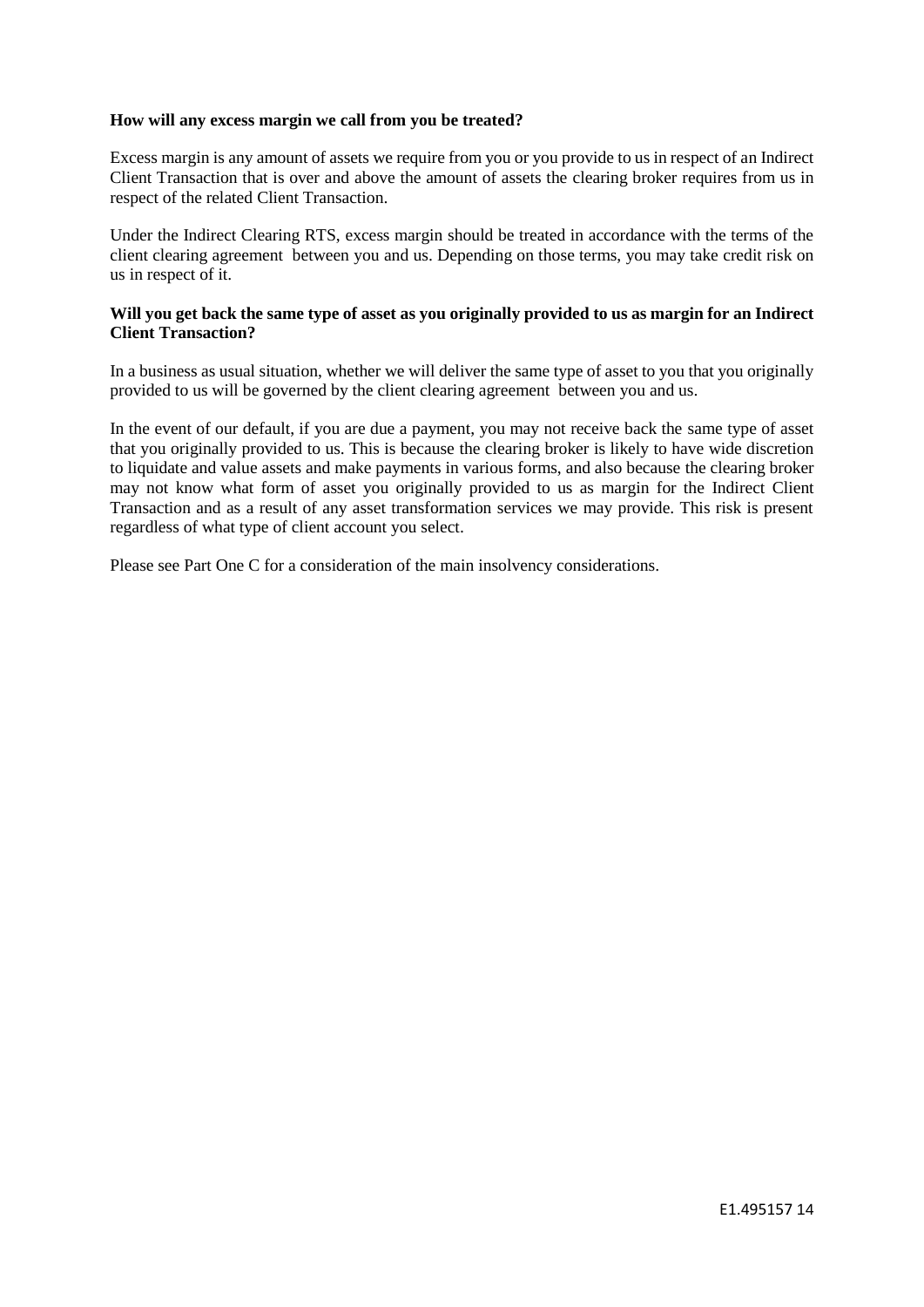**How will any excess margin we call from you be treated?**

Excess margin is any amount of assets we require from you or you provide to us in respect of an Indirect Client Transaction that is over and above the amount of assets the clearing broker requires from us in respect of the related Client Transaction.

Under the Indirect Clearing RTS, excess margin should be treated in accordance with the terms of the client clearing agreement between you and us. Depending on those terms, you may take credit risk on us in respect of it.

**Will you get back the same type of asset as you originally provided to us as margin for an Indirect Client Transaction?**

In a business as usual situation, whether we will deliver the same type of asset to you that you originally provided to us will be governed by the client clearing agreement between you and us.

In the event of our default, if you are due a payment, you may not receive back the same type of asset that you originally provided to us. This is because the clearing broker is likely to have wide discretion to liquidate and value assets and make payments in various forms, and also because the clearing broker may not know what form of asset you originally provided to us as margin for the Indirect Client Transaction and as a result of any asset transformation services we may provide. This risk is present regardless of what type of client account you select.

Please see Part One C for a consideration of the main insolvency considerations.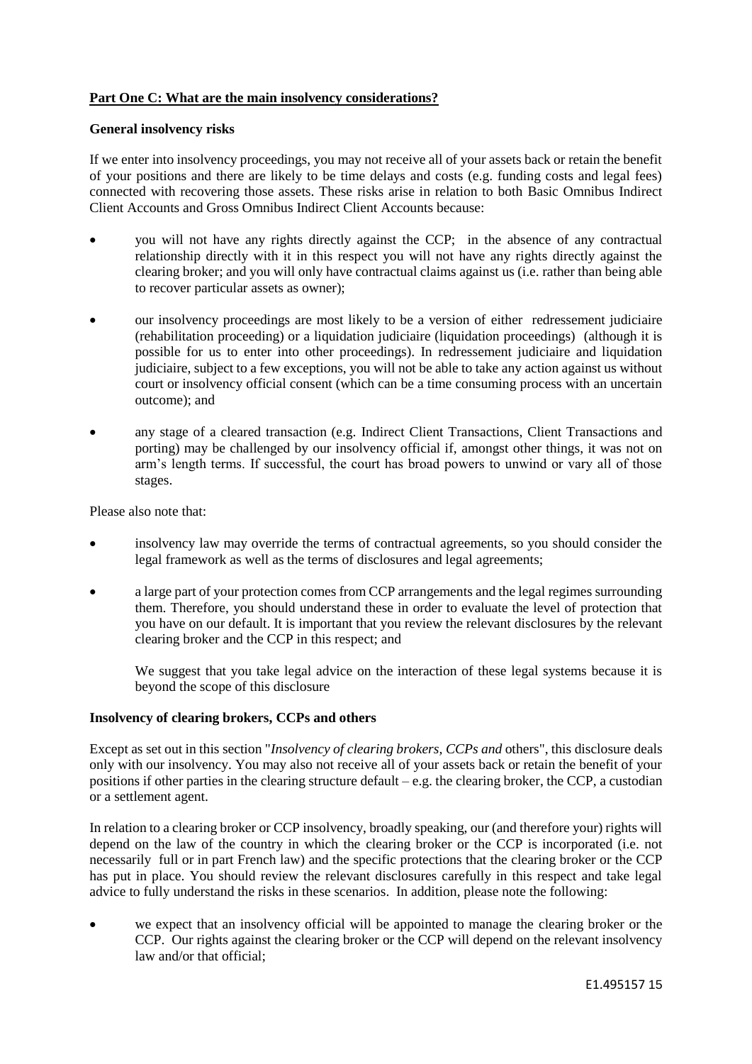## Part One C: What are the main insolvency considerations?

### General insolvency risks

If we enter into insolvency proceedings, you may not receive all of your assets back or retain the benefit of your positions and there are likely to be time delays and costs (e.g. funding costs and legal fees) connected with recovering those assets. These risks arise in relation to both Basic Omnibus Indirect Client Accounts and Gross Omnibus Indirect Client Accounts because:

- you will not have any rights directly against the CCP; in the absence of any contractual relationship directly with it in this respect you will not have any rights directly against the clearing broker; and you will only have contractual claims against us (i.e. rather than being able to recover particular assets as owner);
- our insolvency proceedings are most likely to be a version of either redressement judiciaire (rehabilitation proceeding) or a liquidation judiciaire (liquidation proceedings) (although it is possible for us to enter into other proceedings). In redressement judiciaire and liquidation judiciaire, subject to a few exceptions, you will not be able to take any action against us without court or insolvency official consent (which can be a time consuming process with an uncertain outcome); and
- any stage of a cleared transaction (e.g. Indirect Client Transactions, Client Transactions and porting) may be challenged by our insolvency official if, amongst other things, it was not on arm's length terms. If successful, the court has broad powers to unwind or vary all of those stages.

Please also note that:

- insolvency law may override the terms of contractual agreements, so you should consider the legal framework as well as the terms of disclosures and legal agreements;
- a large part of your protection comes from CCP arrangements and the legal regimes surrounding them. Therefore, you should understand these in order to evaluate the level of protection that you have on our default. It is important that you review the relevant disclosures by the relevant clearing broker and the CCP in this respect; and

  We suggest that you take legal advice on the interaction of these legal systems because it is beyond the scope of this disclosure

### Insolvency of clearing brokers, CCPs and others

Except as set out in this section "*Insolvency of clearing brokers, CCPs and* others", this disclosure deals only with our insolvency. You may also not receive all of your assets back or retain the benefit of your positions if other parties in the clearing structure default – e.g. the clearing broker, the CCP, a custodian or a settlement agent.

In relation to a clearing broker or CCP insolvency, broadly speaking, our (and therefore your) rights will depend on the law of the country in which the clearing broker or the CCP is incorporated (i.e. not necessarily full or in part French law) and the specific protections that the clearing broker or the CCP has put in place. You should review the relevant disclosures carefully in this respect and take legal advice to fully understand the risks in these scenarios. In addition, please note the following:

- we expect that an insolvency official will be appointed to manage the clearing broker or the CCP. Our rights against the clearing broker or the CCP will depend on the relevant insolvency law and/or that official;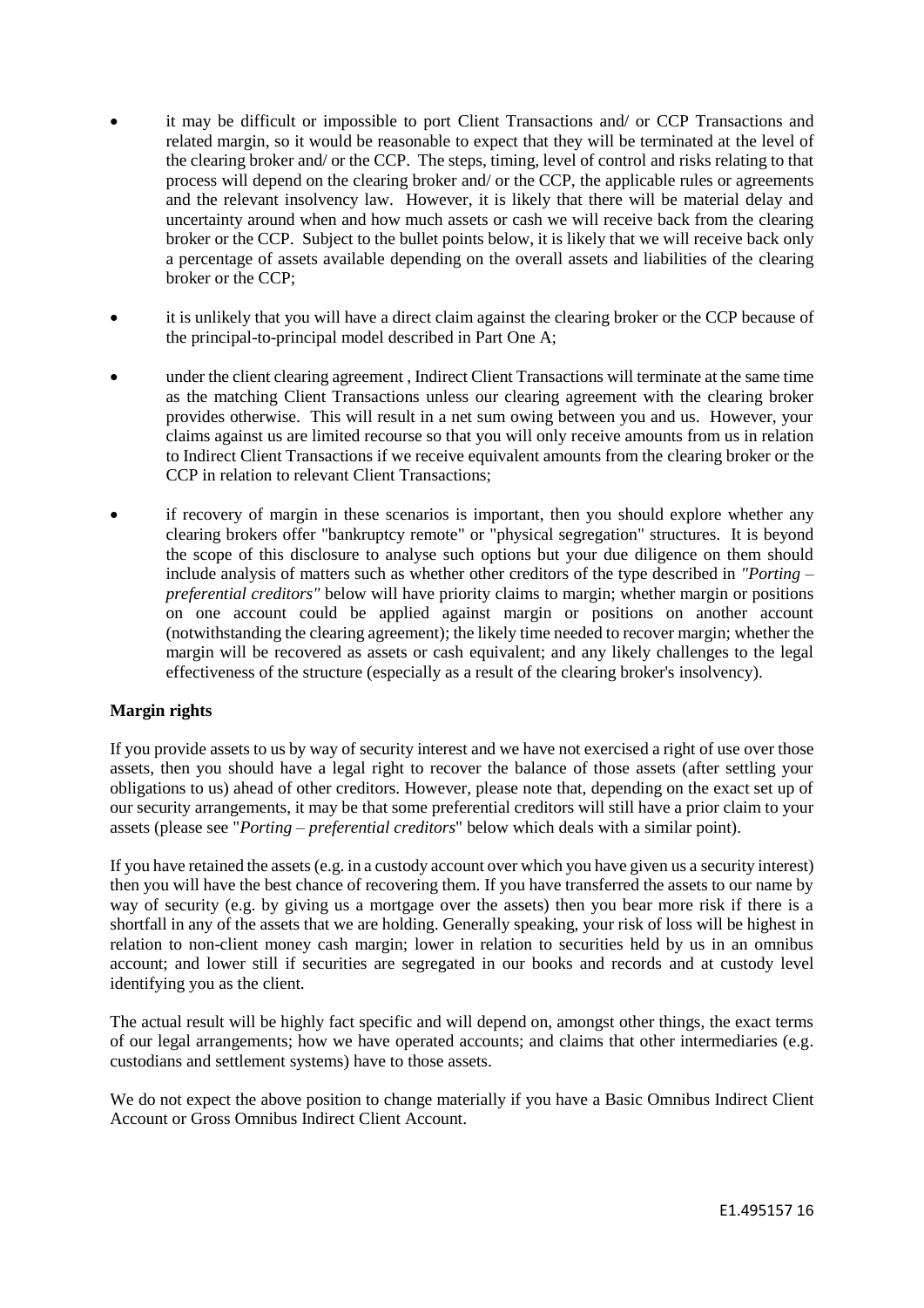- it may be difficult or impossible to port Client Transactions and/ or CCP Transactions and related margin, so it would be reasonable to expect that they will be terminated at the level of the clearing broker and/ or the CCP. The steps, timing, level of control and risks relating to that process will depend on the clearing broker and/ or the CCP, the applicable rules or agreements and the relevant insolvency law. However, it is likely that there will be material delay and uncertainty around when and how much assets or cash we will receive back from the clearing broker or the CCP. Subject to the bullet points below, it is likely that we will receive back only a percentage of assets available depending on the overall assets and liabilities of the clearing broker or the CCP;

- it is unlikely that you will have a direct claim against the clearing broker or the CCP because of the principal-to-principal model described in Part One A;

- under the client clearing agreement , Indirect Client Transactions will terminate at the same time as the matching Client Transactions unless our clearing agreement with the clearing broker provides otherwise. This will result in a net sum owing between you and us. However, your claims against us are limited recourse so that you will only receive amounts from us in relation to Indirect Client Transactions if we receive equivalent amounts from the clearing broker or the CCP in relation to relevant Client Transactions;

- if recovery of margin in these scenarios is important, then you should explore whether any clearing brokers offer "bankruptcy remote" or "physical segregation" structures. It is beyond the scope of this disclosure to analyse such options but your due diligence on them should include analysis of matters such as whether other creditors of the type described in *"Porting – preferential creditors"* below will have priority claims to margin; whether margin or positions on one account could be applied against margin or positions on another account (notwithstanding the clearing agreement); the likely time needed to recover margin; whether the margin will be recovered as assets or cash equivalent; and any likely challenges to the legal effectiveness of the structure (especially as a result of the clearing broker's insolvency).

**Margin rights**

If you provide assets to us by way of security interest and we have not exercised a right of use over those assets, then you should have a legal right to recover the balance of those assets (after settling your obligations to us) ahead of other creditors. However, please note that, depending on the exact set up of our security arrangements, it may be that some preferential creditors will still have a prior claim to your assets (please see "*Porting – preferential creditors*" below which deals with a similar point).

If you have retained the assets (e.g. in a custody account over which you have given us a security interest) then you will have the best chance of recovering them. If you have transferred the assets to our name by way of security (e.g. by giving us a mortgage over the assets) then you bear more risk if there is a shortfall in any of the assets that we are holding. Generally speaking, your risk of loss will be highest in relation to non-client money cash margin; lower in relation to securities held by us in an omnibus account; and lower still if securities are segregated in our books and records and at custody level identifying you as the client.

The actual result will be highly fact specific and will depend on, amongst other things, the exact terms of our legal arrangements; how we have operated accounts; and claims that other intermediaries (e.g. custodians and settlement systems) have to those assets.

We do not expect the above position to change materially if you have a Basic Omnibus Indirect Client Account or Gross Omnibus Indirect Client Account.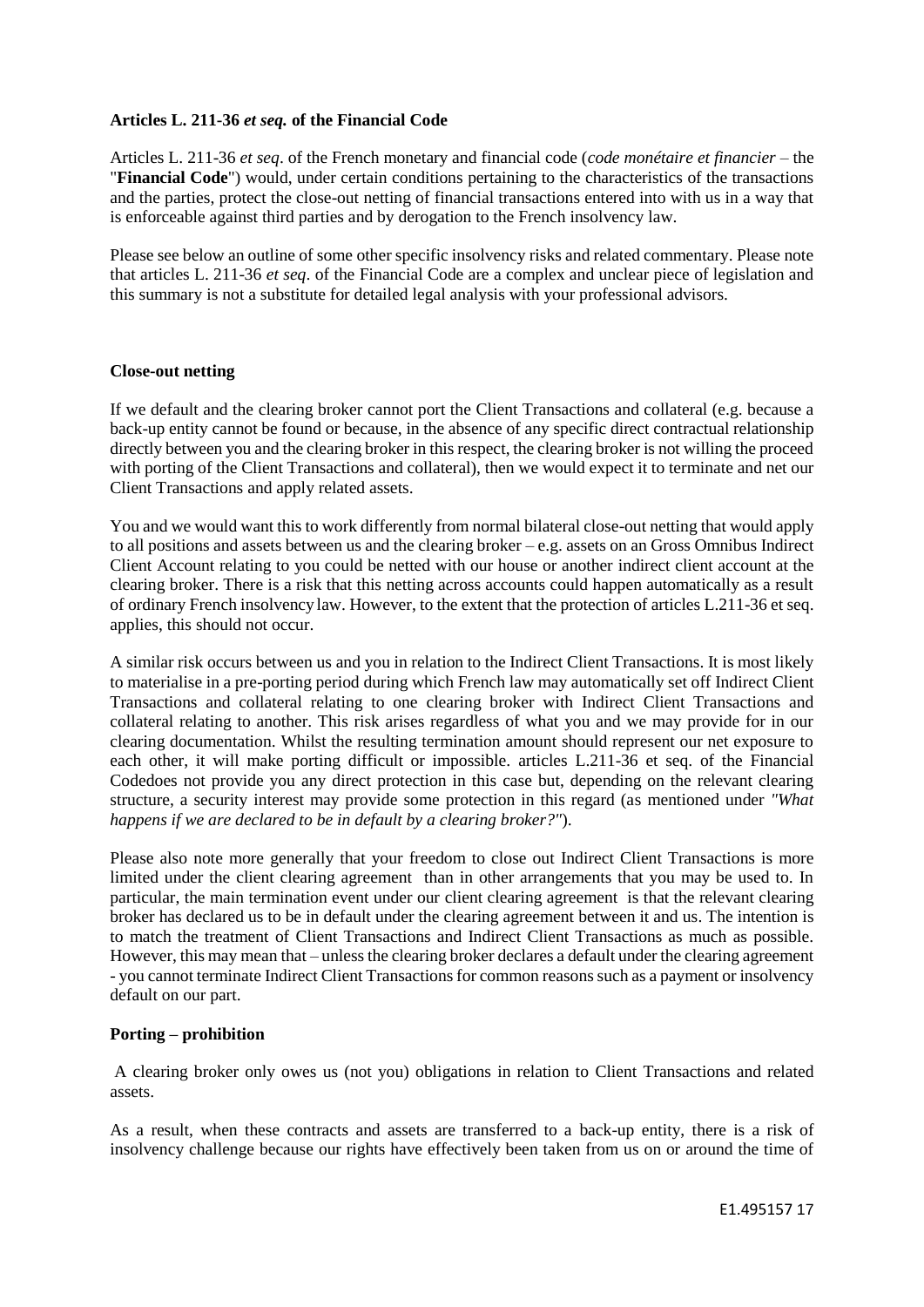**Articles L. 211-36 *et seq.* of the Financial Code**

Articles L. 211-36 *et seq*. of the French monetary and financial code (*code monétaire et financier* – the "**Financial Code**") would, under certain conditions pertaining to the characteristics of the transactions and the parties, protect the close-out netting of financial transactions entered into with us in a way that is enforceable against third parties and by derogation to the French insolvency law.

Please see below an outline of some other specific insolvency risks and related commentary. Please note that articles L. 211-36 *et seq*. of the Financial Code are a complex and unclear piece of legislation and this summary is not a substitute for detailed legal analysis with your professional advisors.

**Close-out netting**

If we default and the clearing broker cannot port the Client Transactions and collateral (e.g. because a back-up entity cannot be found or because, in the absence of any specific direct contractual relationship directly between you and the clearing broker in this respect, the clearing broker is not willing the proceed with porting of the Client Transactions and collateral), then we would expect it to terminate and net our Client Transactions and apply related assets.

You and we would want this to work differently from normal bilateral close-out netting that would apply to all positions and assets between us and the clearing broker – e.g. assets on an Gross Omnibus Indirect Client Account relating to you could be netted with our house or another indirect client account at the clearing broker. There is a risk that this netting across accounts could happen automatically as a result of ordinary French insolvency law. However, to the extent that the protection of articles L.211-36 et seq. applies, this should not occur.

A similar risk occurs between us and you in relation to the Indirect Client Transactions. It is most likely to materialise in a pre-porting period during which French law may automatically set off Indirect Client Transactions and collateral relating to one clearing broker with Indirect Client Transactions and collateral relating to another. This risk arises regardless of what you and we may provide for in our clearing documentation. Whilst the resulting termination amount should represent our net exposure to each other, it will make porting difficult or impossible. articles L.211-36 et seq. of the Financial Codedoes not provide you any direct protection in this case but, depending on the relevant clearing structure, a security interest may provide some protection in this regard (as mentioned under *"What happens if we are declared to be in default by a clearing broker?"*).

Please also note more generally that your freedom to close out Indirect Client Transactions is more limited under the client clearing agreement than in other arrangements that you may be used to. In particular, the main termination event under our client clearing agreement is that the relevant clearing broker has declared us to be in default under the clearing agreement between it and us. The intention is to match the treatment of Client Transactions and Indirect Client Transactions as much as possible. However, this may mean that – unless the clearing broker declares a default under the clearing agreement - you cannot terminate Indirect Client Transactions for common reasons such as a payment or insolvency default on our part.

**Porting – prohibition**

A clearing broker only owes us (not you) obligations in relation to Client Transactions and related assets.

As a result, when these contracts and assets are transferred to a back-up entity, there is a risk of insolvency challenge because our rights have effectively been taken from us on or around the time of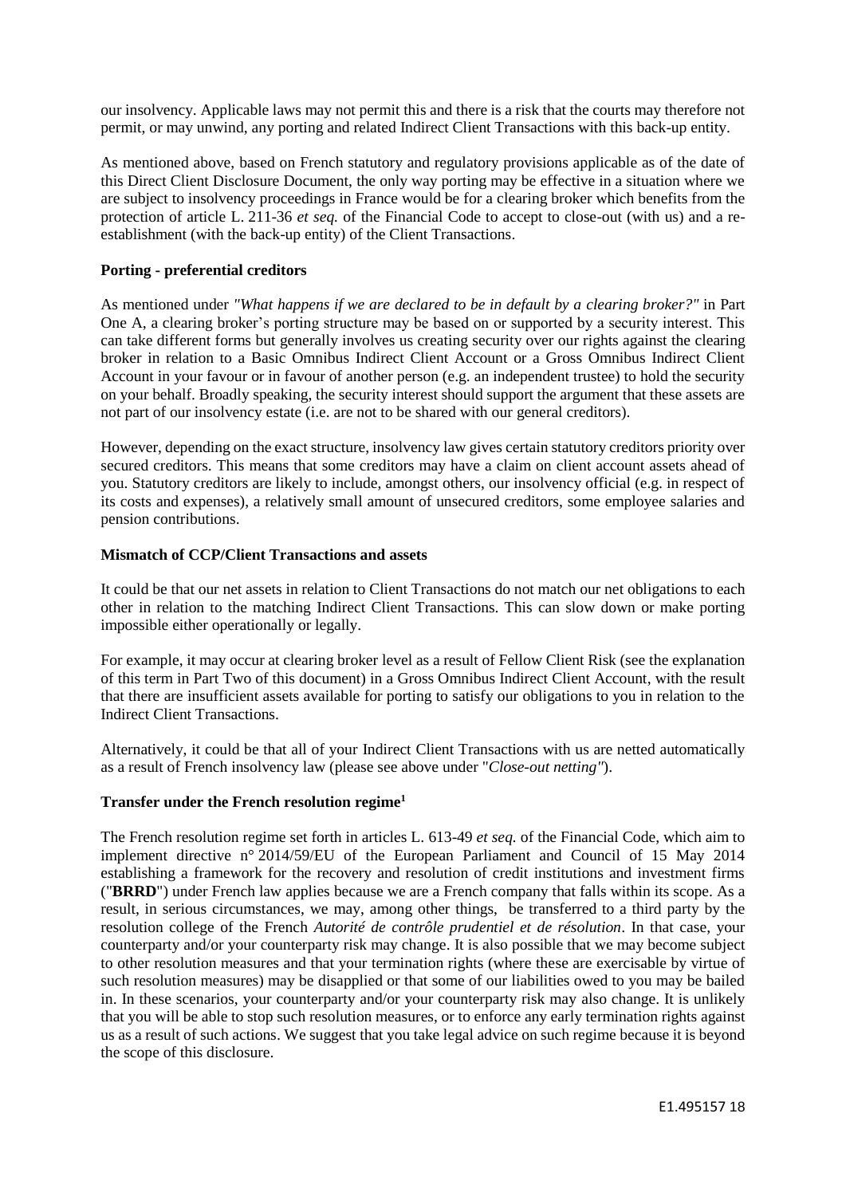our insolvency. Applicable laws may not permit this and there is a risk that the courts may therefore not permit, or may unwind, any porting and related Indirect Client Transactions with this back-up entity.

As mentioned above, based on French statutory and regulatory provisions applicable as of the date of this Direct Client Disclosure Document, the only way porting may be effective in a situation where we are subject to insolvency proceedings in France would be for a clearing broker which benefits from the protection of article L. 211-36 *et seq.* of the Financial Code to accept to close-out (with us) and a re-establishment (with the back-up entity) of the Client Transactions.

**Porting - preferential creditors**

As mentioned under *"What happens if we are declared to be in default by a clearing broker?"* in Part One A, a clearing broker's porting structure may be based on or supported by a security interest. This can take different forms but generally involves us creating security over our rights against the clearing broker in relation to a Basic Omnibus Indirect Client Account or a Gross Omnibus Indirect Client Account in your favour or in favour of another person (e.g. an independent trustee) to hold the security on your behalf. Broadly speaking, the security interest should support the argument that these assets are not part of our insolvency estate (i.e. are not to be shared with our general creditors).

However, depending on the exact structure, insolvency law gives certain statutory creditors priority over secured creditors. This means that some creditors may have a claim on client account assets ahead of you. Statutory creditors are likely to include, amongst others, our insolvency official (e.g. in respect of its costs and expenses), a relatively small amount of unsecured creditors, some employee salaries and pension contributions.

**Mismatch of CCP/Client Transactions and assets**

It could be that our net assets in relation to Client Transactions do not match our net obligations to each other in relation to the matching Indirect Client Transactions. This can slow down or make porting impossible either operationally or legally.

For example, it may occur at clearing broker level as a result of Fellow Client Risk (see the explanation of this term in Part Two of this document) in a Gross Omnibus Indirect Client Account, with the result that there are insufficient assets available for porting to satisfy our obligations to you in relation to the Indirect Client Transactions.

Alternatively, it could be that all of your Indirect Client Transactions with us are netted automatically as a result of French insolvency law (please see above under "*Close-out netting"*).

**Transfer under the French resolution regime[1]**

The French resolution regime set forth in articles L. 613-49 *et seq.* of the Financial Code, which aim to implement directive n° 2014/59/EU of the European Parliament and Council of 15 May 2014 establishing a framework for the recovery and resolution of credit institutions and investment firms ("**BRRD**") under French law applies because we are a French company that falls within its scope. As a result, in serious circumstances, we may, among other things, be transferred to a third party by the resolution college of the French *Autorité de contrôle prudentiel et de résolution*. In that case, your counterparty and/or your counterparty risk may change. It is also possible that we may become subject to other resolution measures and that your termination rights (where these are exercisable by virtue of such resolution measures) may be disapplied or that some of our liabilities owed to you may be bailed in. In these scenarios, your counterparty and/or your counterparty risk may also change. It is unlikely that you will be able to stop such resolution measures, or to enforce any early termination rights against us as a result of such actions. We suggest that you take legal advice on such regime because it is beyond the scope of this disclosure.

E1.495157 18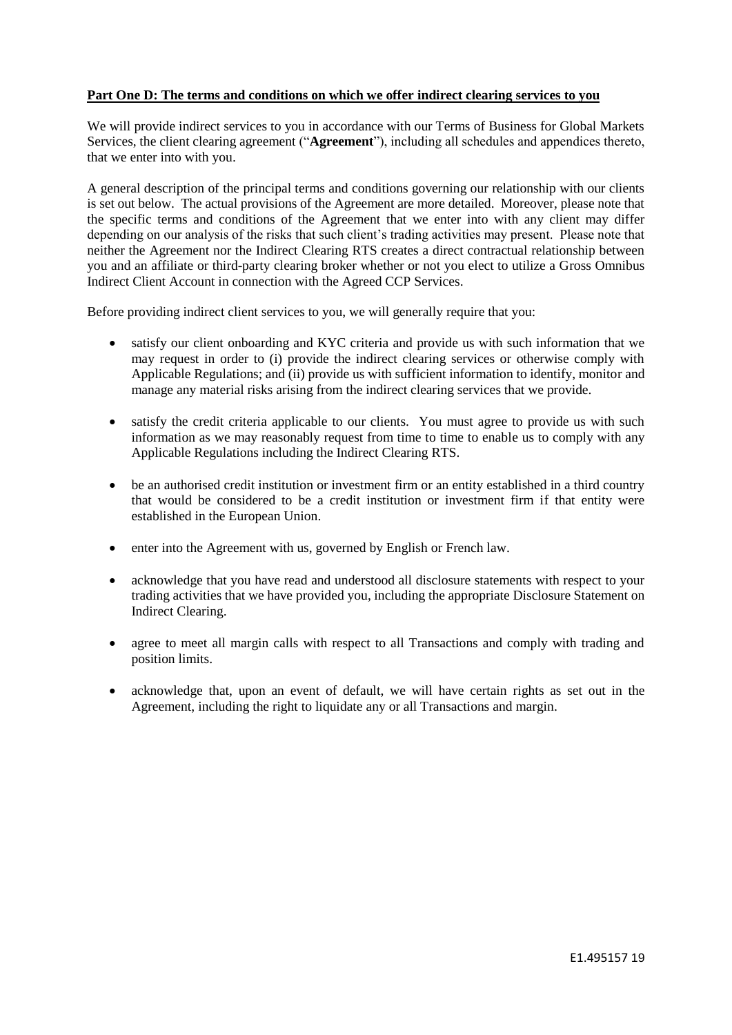**Part One D: The terms and conditions on which we offer indirect clearing services to you**

We will provide indirect services to you in accordance with our Terms of Business for Global Markets Services, the client clearing agreement ("**Agreement**"), including all schedules and appendices thereto, that we enter into with you.

A general description of the principal terms and conditions governing our relationship with our clients is set out below. The actual provisions of the Agreement are more detailed. Moreover, please note that the specific terms and conditions of the Agreement that we enter into with any client may differ depending on our analysis of the risks that such client's trading activities may present. Please note that neither the Agreement nor the Indirect Clearing RTS creates a direct contractual relationship between you and an affiliate or third-party clearing broker whether or not you elect to utilize a Gross Omnibus Indirect Client Account in connection with the Agreed CCP Services.

Before providing indirect client services to you, we will generally require that you:

- satisfy our client onboarding and KYC criteria and provide us with such information that we may request in order to (i) provide the indirect clearing services or otherwise comply with Applicable Regulations; and (ii) provide us with sufficient information to identify, monitor and manage any material risks arising from the indirect clearing services that we provide.
- satisfy the credit criteria applicable to our clients. You must agree to provide us with such information as we may reasonably request from time to time to enable us to comply with any Applicable Regulations including the Indirect Clearing RTS.
- be an authorised credit institution or investment firm or an entity established in a third country that would be considered to be a credit institution or investment firm if that entity were established in the European Union.
- enter into the Agreement with us, governed by English or French law.
- acknowledge that you have read and understood all disclosure statements with respect to your trading activities that we have provided you, including the appropriate Disclosure Statement on Indirect Clearing.
- agree to meet all margin calls with respect to all Transactions and comply with trading and position limits.
- acknowledge that, upon an event of default, we will have certain rights as set out in the Agreement, including the right to liquidate any or all Transactions and margin.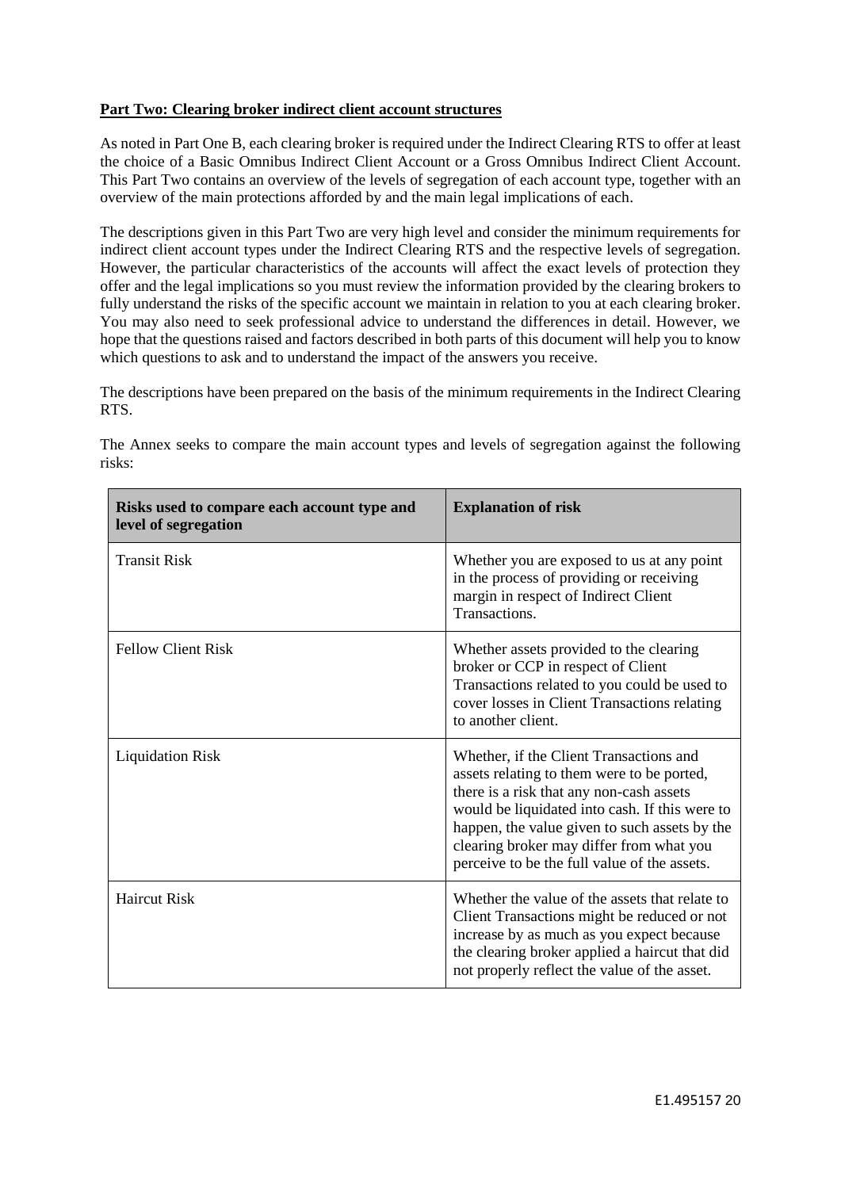**Part Two: Clearing broker indirect client account structures**

As noted in Part One B, each clearing broker is required under the Indirect Clearing RTS to offer at least the choice of a Basic Omnibus Indirect Client Account or a Gross Omnibus Indirect Client Account. This Part Two contains an overview of the levels of segregation of each account type, together with an overview of the main protections afforded by and the main legal implications of each.

The descriptions given in this Part Two are very high level and consider the minimum requirements for indirect client account types under the Indirect Clearing RTS and the respective levels of segregation. However, the particular characteristics of the accounts will affect the exact levels of protection they offer and the legal implications so you must review the information provided by the clearing brokers to fully understand the risks of the specific account we maintain in relation to you at each clearing broker. You may also need to seek professional advice to understand the differences in detail. However, we hope that the questions raised and factors described in both parts of this document will help you to know which questions to ask and to understand the impact of the answers you receive.

The descriptions have been prepared on the basis of the minimum requirements in the Indirect Clearing RTS.

The Annex seeks to compare the main account types and levels of segregation against the following risks:

| Risks used to compare each account type and level of segregation | Explanation of risk |
| --- | --- |
| Transit Risk | Whether you are exposed to us at any point in the process of providing or receiving margin in respect of Indirect Client Transactions. |
| Fellow Client Risk | Whether assets provided to the clearing broker or CCP in respect of Client Transactions related to you could be used to cover losses in Client Transactions relating to another client. |
| Liquidation Risk | Whether, if the Client Transactions and assets relating to them were to be ported, there is a risk that any non-cash assets would be liquidated into cash. If this were to happen, the value given to such assets by the clearing broker may differ from what you perceive to be the full value of the assets. |
| Haircut Risk | Whether the value of the assets that relate to Client Transactions might be reduced or not increase by as much as you expect because the clearing broker applied a haircut that did not properly reflect the value of the asset. |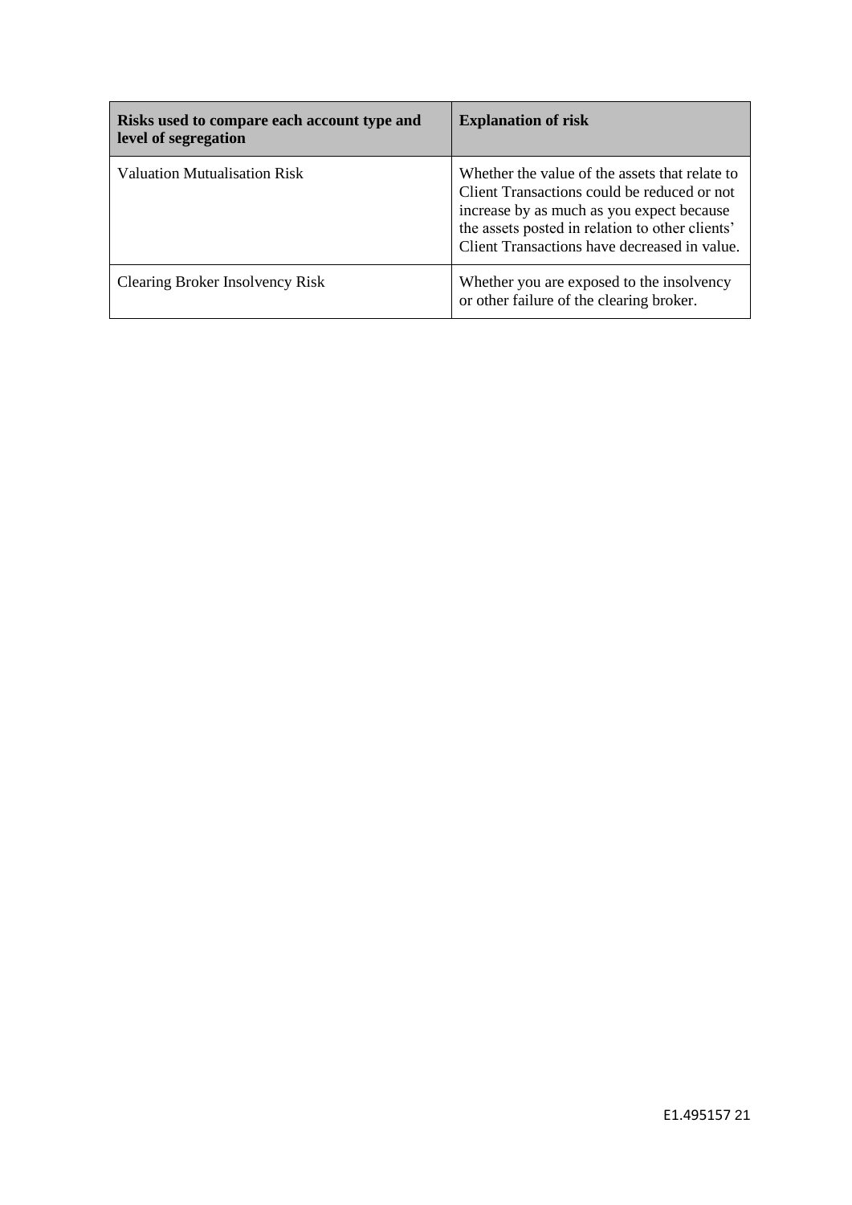| Risks used to compare each account type and level of segregation | Explanation of risk |
| --- | --- |
| Valuation Mutualisation Risk | Whether the value of the assets that relate to Client Transactions could be reduced or not increase by as much as you expect because the assets posted in relation to other clients' Client Transactions have decreased in value. |
| Clearing Broker Insolvency Risk | Whether you are exposed to the insolvency or other failure of the clearing broker. |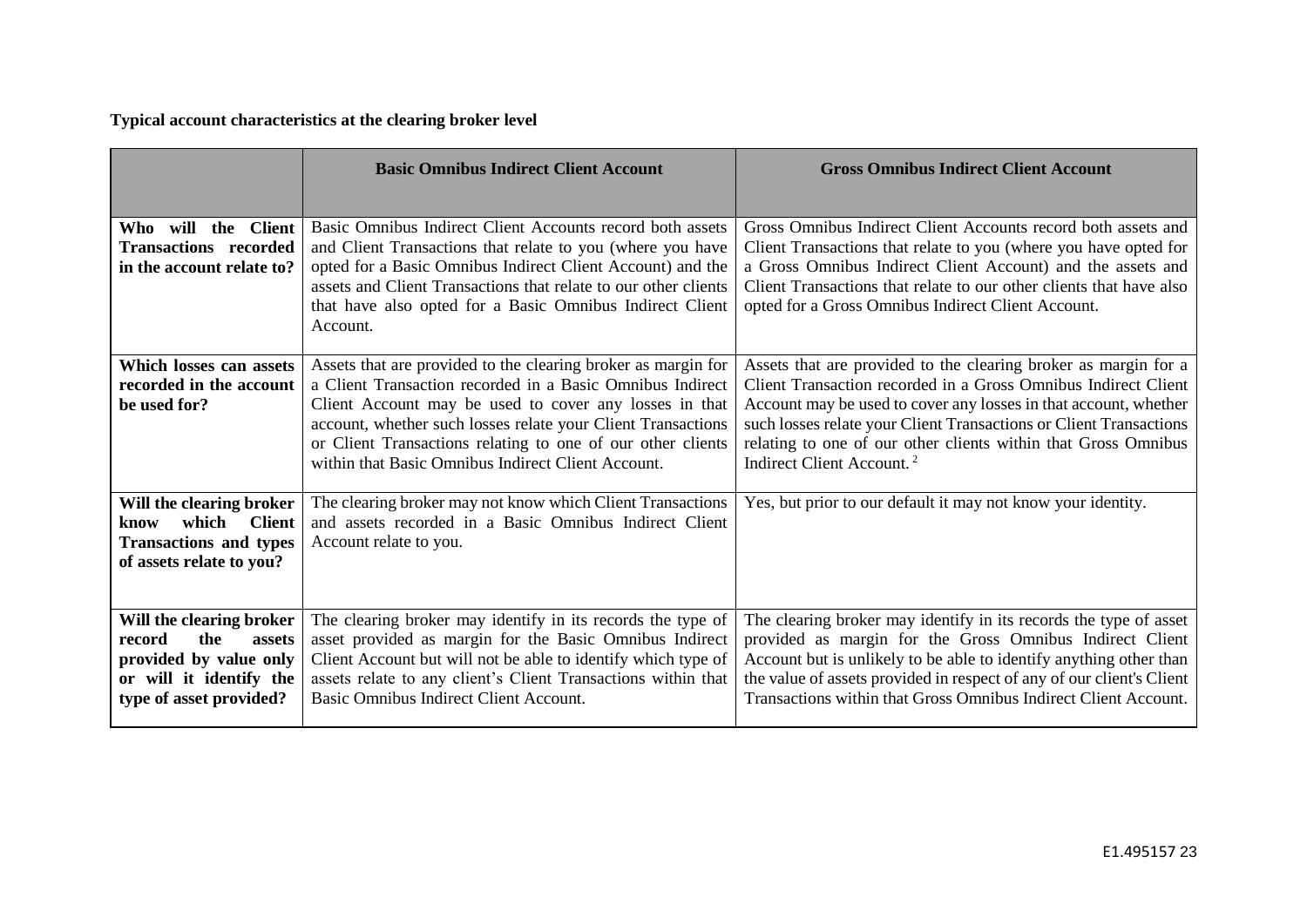**Typical account characteristics at the clearing broker level**

| | **Basic Omnibus Indirect Client Account** | **Gross Omnibus Indirect Client Account** |
|---|---|---|
| **Who will the Client Transactions recorded in the account relate to?** | Basic Omnibus Indirect Client Accounts record both assets and Client Transactions that relate to you (where you have opted for a Basic Omnibus Indirect Client Account) and the assets and Client Transactions that relate to our other clients that have also opted for a Basic Omnibus Indirect Client Account. | Gross Omnibus Indirect Client Accounts record both assets and Client Transactions that relate to you (where you have opted for a Gross Omnibus Indirect Client Account) and the assets and Client Transactions that relate to our other clients that have also opted for a Gross Omnibus Indirect Client Account. |
| **Which losses can assets recorded in the account be used for?** | Assets that are provided to the clearing broker as margin for a Client Transaction recorded in a Basic Omnibus Indirect Client Account may be used to cover any losses in that account, whether such losses relate your Client Transactions or Client Transactions relating to one of our other clients within that Basic Omnibus Indirect Client Account. | Assets that are provided to the clearing broker as margin for a Client Transaction recorded in a Gross Omnibus Indirect Client Account may be used to cover any losses in that account, whether such losses relate your Client Transactions or Client Transactions relating to one of our other clients within that Gross Omnibus Indirect Client Account. [2] |
| **Will the clearing broker know which Client Transactions and types of assets relate to you?** | The clearing broker may not know which Client Transactions and assets recorded in a Basic Omnibus Indirect Client Account relate to you. | Yes, but prior to our default it may not know your identity. |
| **Will the clearing broker record the assets provided by value only or will it identify the type of asset provided?** | The clearing broker may identify in its records the type of asset provided as margin for the Basic Omnibus Indirect Client Account but will not be able to identify which type of assets relate to any client's Client Transactions within that Basic Omnibus Indirect Client Account. | The clearing broker may identify in its records the type of asset provided as margin for the Gross Omnibus Indirect Client Account but is unlikely to be able to identify anything other than the value of assets provided in respect of any of our client's Client Transactions within that Gross Omnibus Indirect Client Account. |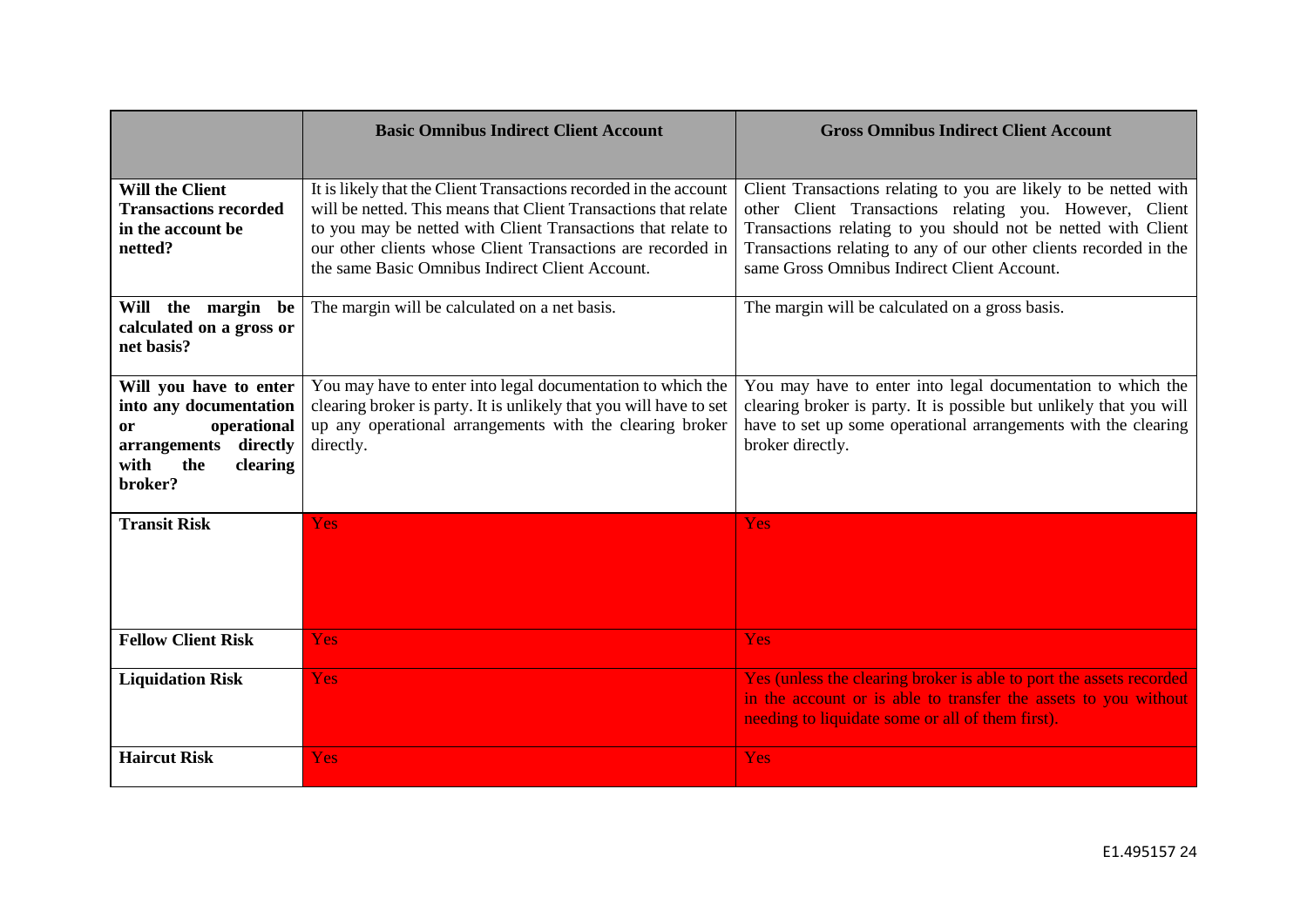| | Basic Omnibus Indirect Client Account | Gross Omnibus Indirect Client Account |
|---|---|---|
| **Will the Client Transactions recorded in the account be netted?** | It is likely that the Client Transactions recorded in the account will be netted. This means that Client Transactions that relate to you may be netted with Client Transactions that relate to our other clients whose Client Transactions are recorded in the same Basic Omnibus Indirect Client Account. | Client Transactions relating to you are likely to be netted with other Client Transactions relating you. However, Client Transactions relating to you should not be netted with Client Transactions relating to any of our other clients recorded in the same Gross Omnibus Indirect Client Account. |
| **Will the margin be calculated on a gross or net basis?** | The margin will be calculated on a net basis. | The margin will be calculated on a gross basis. |
| **Will you have to enter into any documentation or operational arrangements directly with the clearing broker?** | You may have to enter into legal documentation to which the clearing broker is party. It is unlikely that you will have to set up any operational arrangements with the clearing broker directly. | You may have to enter into legal documentation to which the clearing broker is party. It is possible but unlikely that you will have to set up some operational arrangements with the clearing broker directly. |
| **Transit Risk** | Yes | Yes |
| **Fellow Client Risk** | Yes | Yes |
| **Liquidation Risk** | Yes | Yes (unless the clearing broker is able to port the assets recorded in the account or is able to transfer the assets to you without needing to liquidate some or all of them first). |
| **Haircut Risk** | Yes | Yes |

E1.495157 24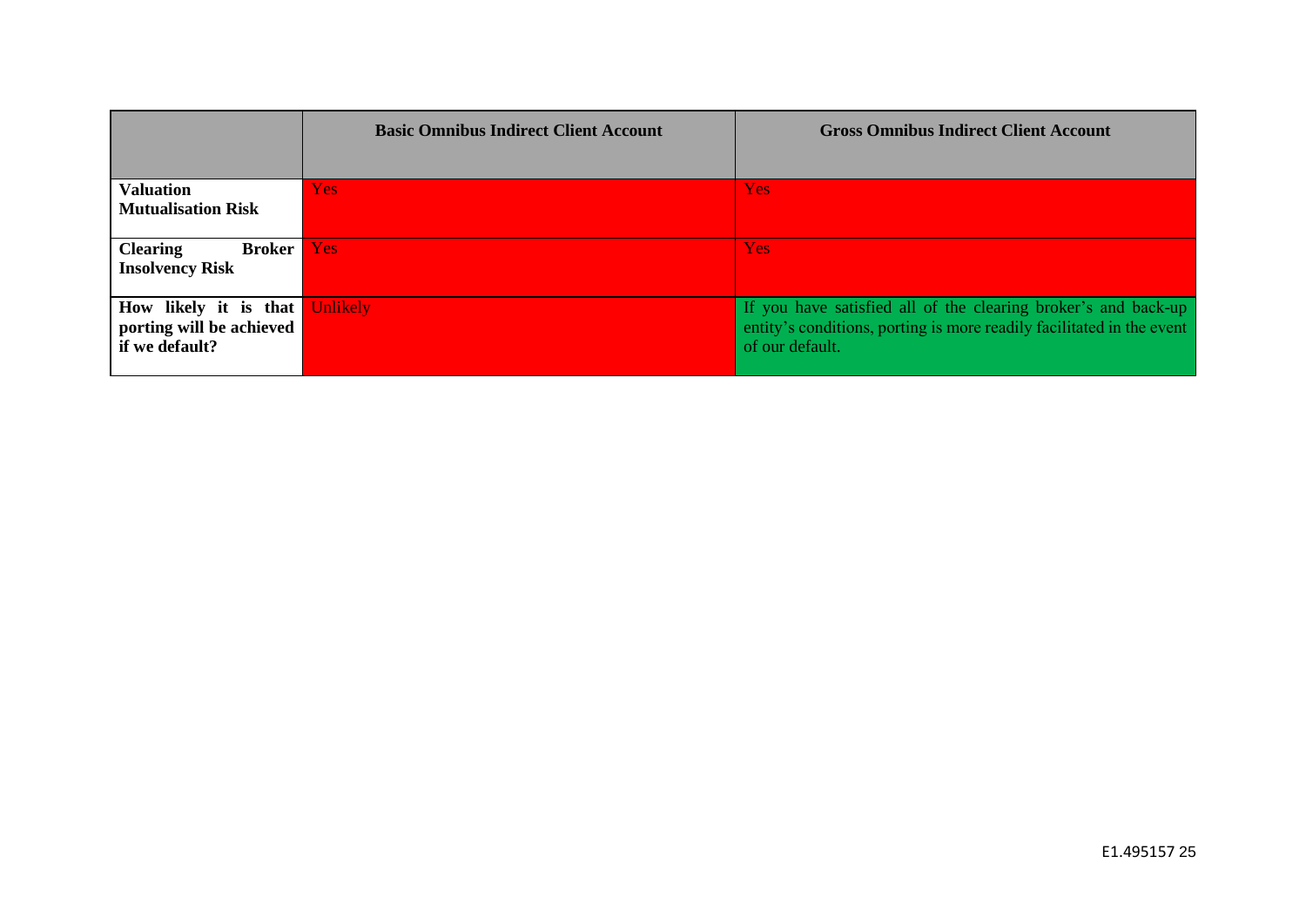| | Basic Omnibus Indirect Client Account | Gross Omnibus Indirect Client Account |
|---|---|---|
| **Valuation Mutualisation Risk** | Yes | Yes |
| **Clearing Broker Insolvency Risk** | Yes | Yes |
| **How likely it is that porting will be achieved if we default?** | Unlikely | If you have satisfied all of the clearing broker's and back-up entity's conditions, porting is more readily facilitated in the event of our default. |